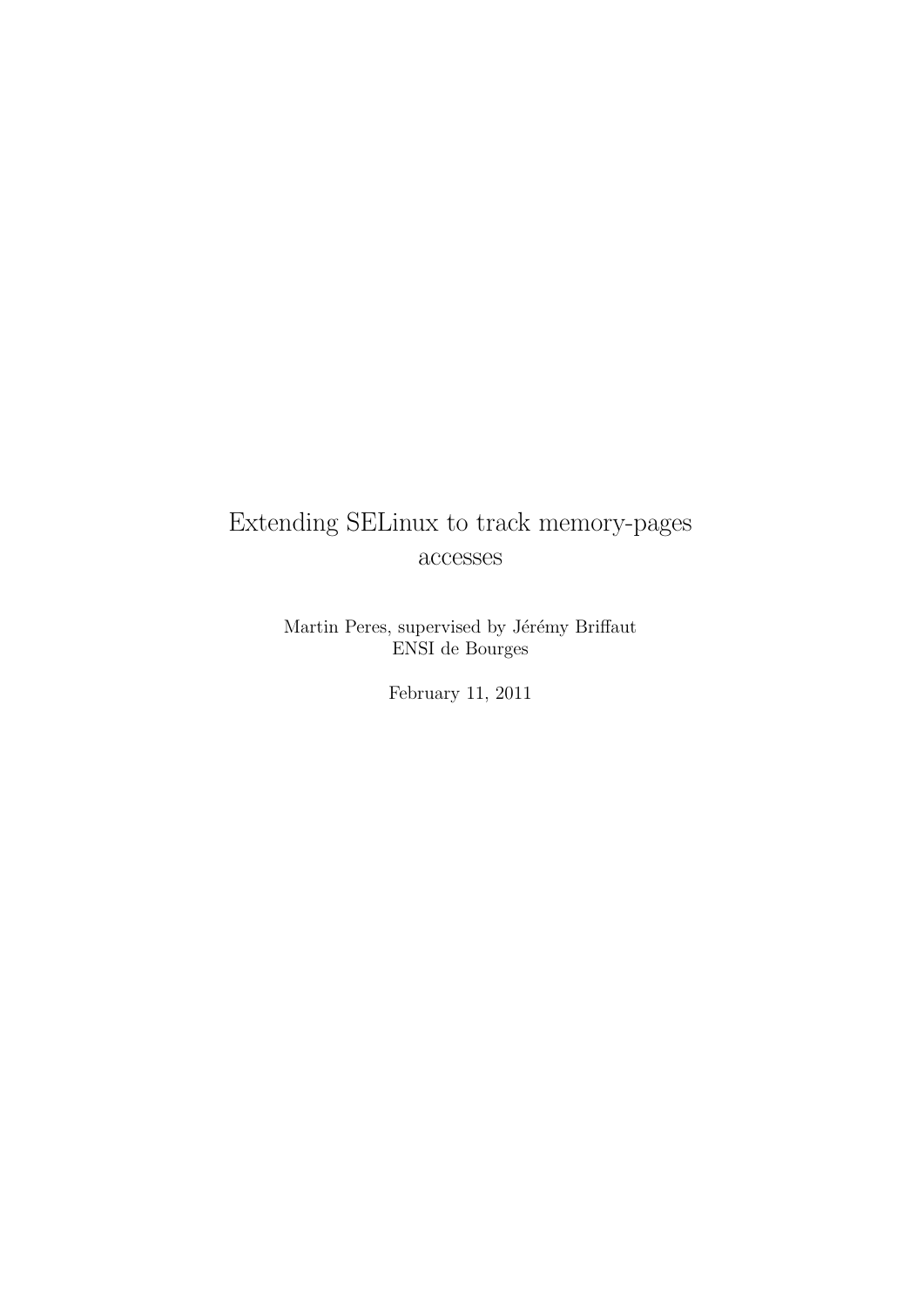# Extending SELinux to track memory-pages accesses

Martin Peres, supervised by Jérémy Briffaut
ENSI de Bourges

February 11, 2011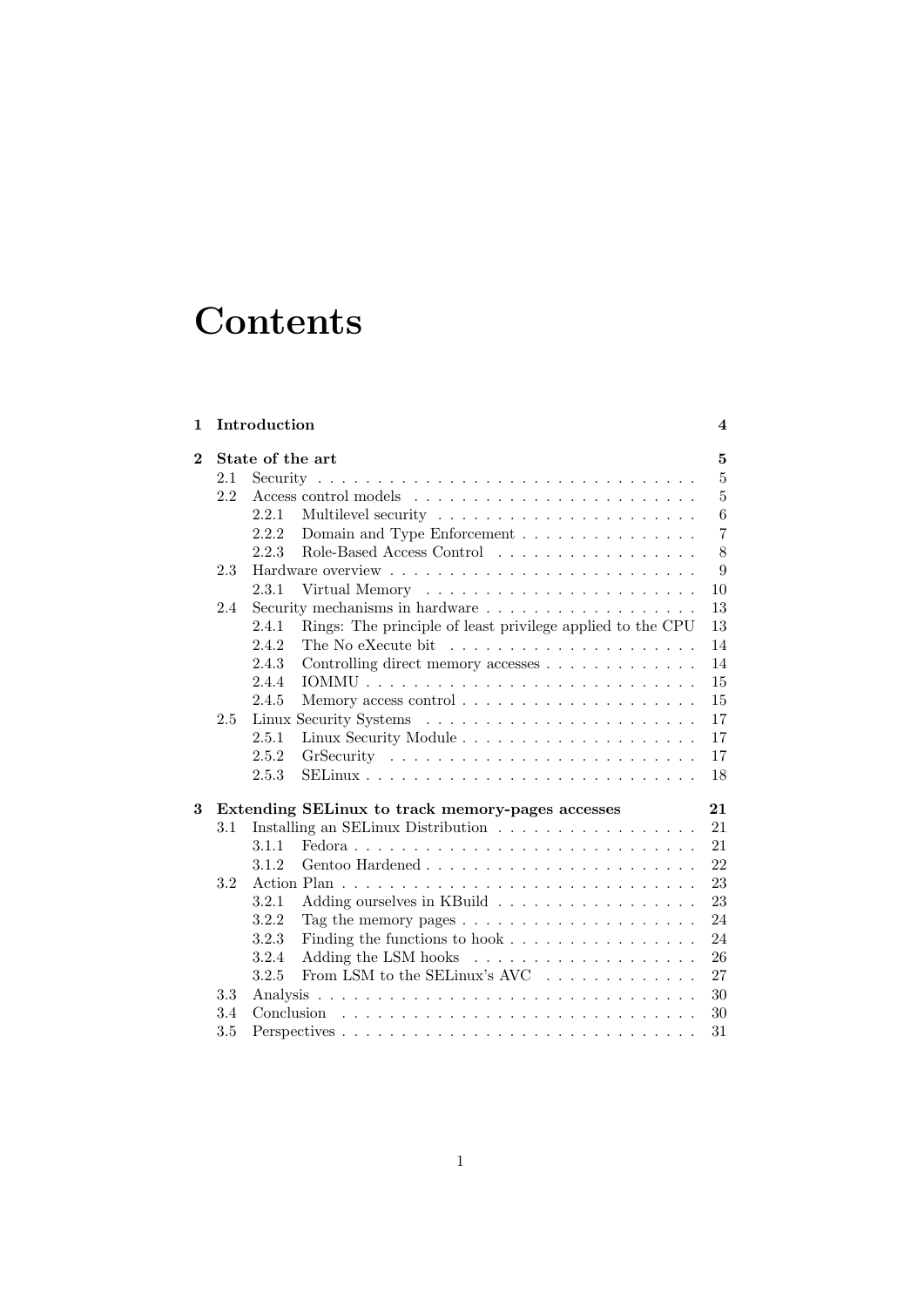# Contents

**1 Introduction** **4**

**2 State of the art** **5**

- 2.1 Security . . . . . . . . . . . . . . . . . . . . . . . . . . . . . . . . 5
- 2.2 Access control models . . . . . . . . . . . . . . . . . . . . . . . . 5
  - 2.2.1 Multilevel security . . . . . . . . . . . . . . . . . . . . . . 6
  - 2.2.2 Domain and Type Enforcement . . . . . . . . . . . . . . . 7
  - 2.2.3 Role-Based Access Control . . . . . . . . . . . . . . . . . 8
- 2.3 Hardware overview . . . . . . . . . . . . . . . . . . . . . . . . . . 9
  - 2.3.1 Virtual Memory . . . . . . . . . . . . . . . . . . . . . . . 10
- 2.4 Security mechanisms in hardware . . . . . . . . . . . . . . . . . . 13
  - 2.4.1 Rings: The principle of least privilege applied to the CPU 13
  - 2.4.2 The No eXecute bit . . . . . . . . . . . . . . . . . . . . . 14
  - 2.4.3 Controlling direct memory accesses . . . . . . . . . . . . . 14
  - 2.4.4 IOMMU . . . . . . . . . . . . . . . . . . . . . . . . . . . . 15
  - 2.4.5 Memory access control . . . . . . . . . . . . . . . . . . . . 15
- 2.5 Linux Security Systems . . . . . . . . . . . . . . . . . . . . . . . 17
  - 2.5.1 Linux Security Module . . . . . . . . . . . . . . . . . . . . 17
  - 2.5.2 GrSecurity . . . . . . . . . . . . . . . . . . . . . . . . . . 17
  - 2.5.3 SELinux . . . . . . . . . . . . . . . . . . . . . . . . . . . 18

**3 Extending SELinux to track memory-pages accesses** **21**

- 3.1 Installing an SELinux Distribution . . . . . . . . . . . . . . . . . 21
  - 3.1.1 Fedora . . . . . . . . . . . . . . . . . . . . . . . . . . . . 21
  - 3.1.2 Gentoo Hardened . . . . . . . . . . . . . . . . . . . . . . . 22
- 3.2 Action Plan . . . . . . . . . . . . . . . . . . . . . . . . . . . . . . 23
  - 3.2.1 Adding ourselves in KBuild . . . . . . . . . . . . . . . . . 23
  - 3.2.2 Tag the memory pages . . . . . . . . . . . . . . . . . . . . 24
  - 3.2.3 Finding the functions to hook . . . . . . . . . . . . . . . . 24
  - 3.2.4 Adding the LSM hooks . . . . . . . . . . . . . . . . . . . 26
  - 3.2.5 From LSM to the SELinux's AVC . . . . . . . . . . . . . 27
- 3.3 Analysis . . . . . . . . . . . . . . . . . . . . . . . . . . . . . . . . 30
- 3.4 Conclusion . . . . . . . . . . . . . . . . . . . . . . . . . . . . . . 30
- 3.5 Perspectives . . . . . . . . . . . . . . . . . . . . . . . . . . . . . . 31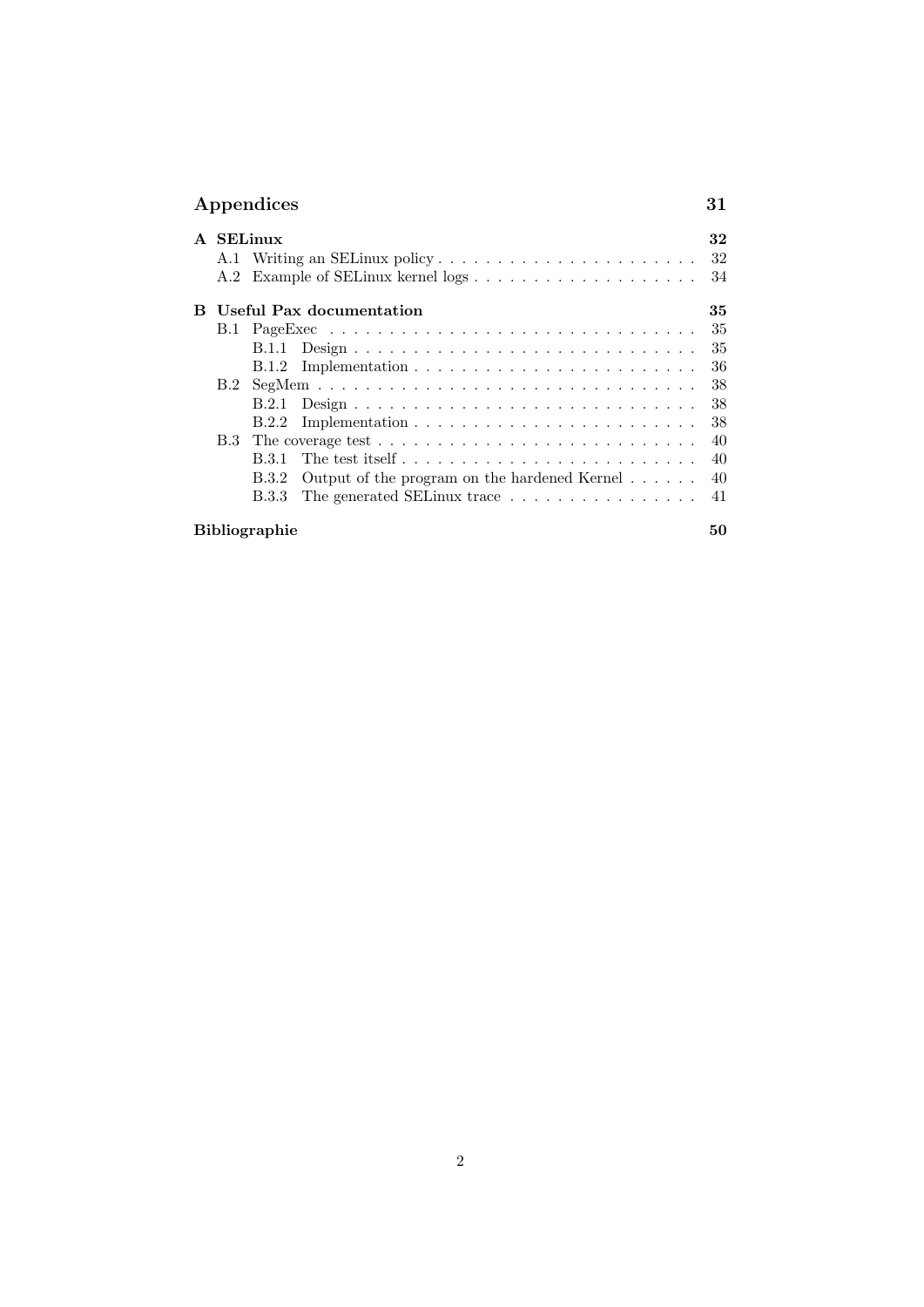**Appendices** **31**

**A SELinux** **32**

- A.1 Writing an SELinux policy . . . . . . . . . . . . . . . . . . . . . . 32
- A.2 Example of SELinux kernel logs . . . . . . . . . . . . . . . . . . . 34

**B Useful Pax documentation** **35**

- B.1 PageExec . . . . . . . . . . . . . . . . . . . . . . . . . . . . . . . 35
  - B.1.1 Design . . . . . . . . . . . . . . . . . . . . . . . . . . . . 35
  - B.1.2 Implementation . . . . . . . . . . . . . . . . . . . . . . . 36
- B.2 SegMem . . . . . . . . . . . . . . . . . . . . . . . . . . . . . . . . 38
  - B.2.1 Design . . . . . . . . . . . . . . . . . . . . . . . . . . . . 38
  - B.2.2 Implementation . . . . . . . . . . . . . . . . . . . . . . . 38
- B.3 The coverage test . . . . . . . . . . . . . . . . . . . . . . . . . . . 40
  - B.3.1 The test itself . . . . . . . . . . . . . . . . . . . . . . . . 40
  - B.3.2 Output of the program on the hardened Kernel . . . . . . 40
  - B.3.3 The generated SELinux trace . . . . . . . . . . . . . . . . 41

**Bibliographie** **50**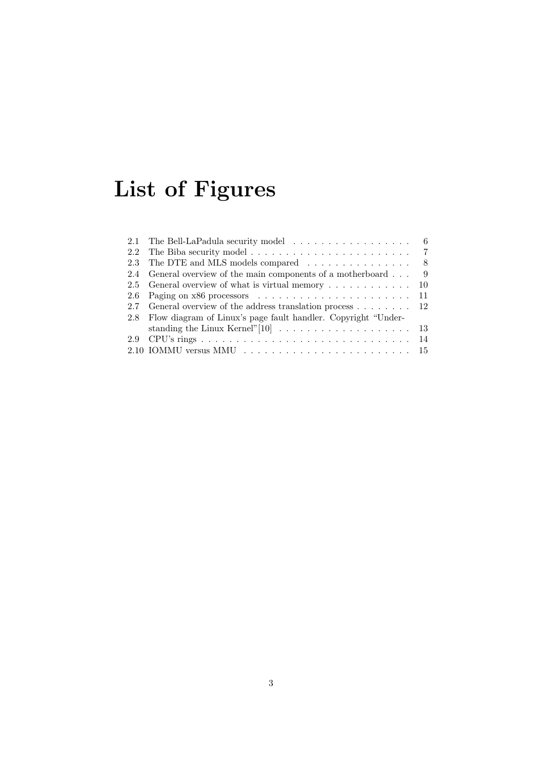# List of Figures

2.1 The Bell-LaPadula security model . . . . . . . . . . . . . . . . . . 6
2.2 The Biba security model . . . . . . . . . . . . . . . . . . . . . . . . 7
2.3 The DTE and MLS models compared . . . . . . . . . . . . . . . 8
2.4 General overview of the main components of a motherboard . . . 9
2.5 General overview of what is virtual memory . . . . . . . . . . . . 10
2.6 Paging on x86 processors . . . . . . . . . . . . . . . . . . . . . . . 11
2.7 General overview of the address translation process . . . . . . . . 12
2.8 Flow diagram of Linux's page fault handler. Copyright "Understanding the Linux Kernel"[10] . . . . . . . . . . . . . . . . . . . . 13
2.9 CPU's rings . . . . . . . . . . . . . . . . . . . . . . . . . . . . . . . 14
2.10 IOMMU versus MMU . . . . . . . . . . . . . . . . . . . . . . . . . 15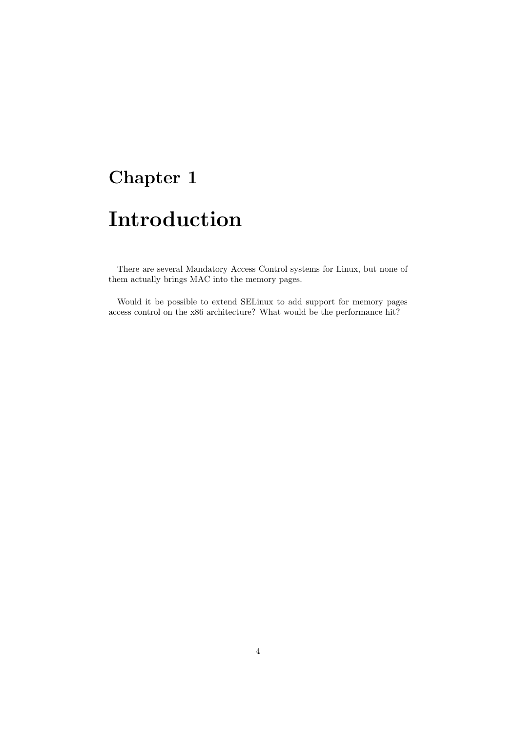# Chapter 1

# Introduction

There are several Mandatory Access Control systems for Linux, but none of them actually brings MAC into the memory pages.

Would it be possible to extend SELinux to add support for memory pages access control on the x86 architecture? What would be the performance hit?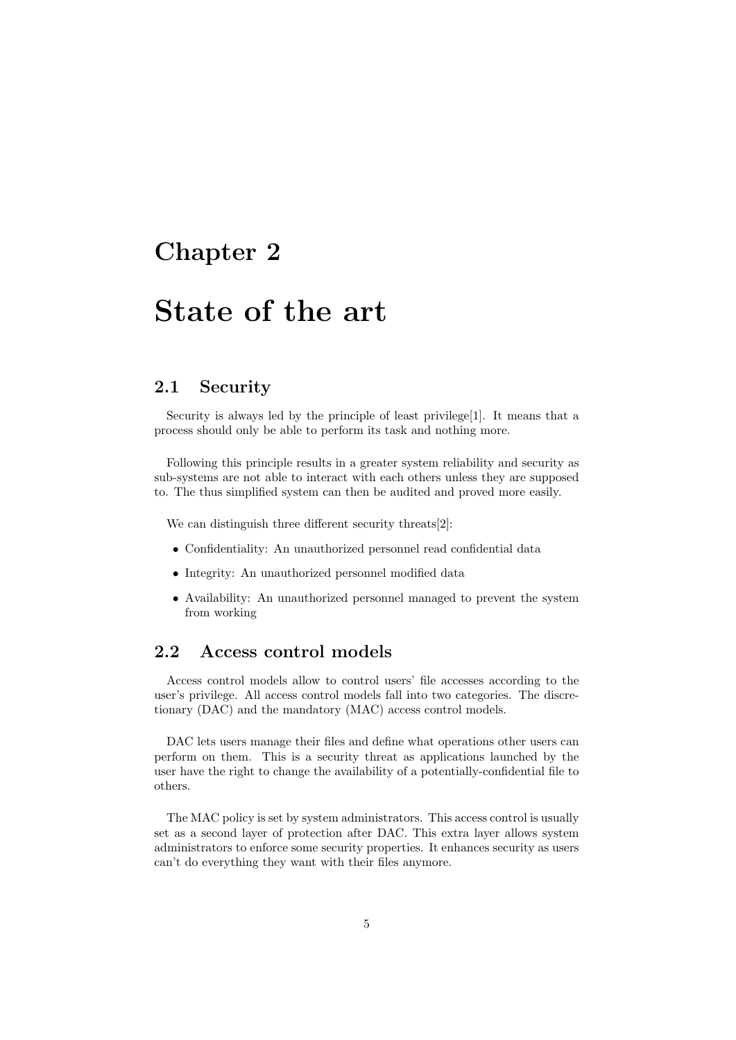# Chapter 2

# State of the art

## 2.1 Security

Security is always led by the principle of least privilege[1]. It means that a process should only be able to perform its task and nothing more.

Following this principle results in a greater system reliability and security as sub-systems are not able to interact with each others unless they are supposed to. The thus simplified system can then be audited and proved more easily.

We can distinguish three different security threats[2]:

- Confidentiality: An unauthorized personnel read confidential data
- Integrity: An unauthorized personnel modified data
- Availability: An unauthorized personnel managed to prevent the system from working

## 2.2 Access control models

Access control models allow to control users' file accesses according to the user's privilege. All access control models fall into two categories. The discretionary (DAC) and the mandatory (MAC) access control models.

DAC lets users manage their files and define what operations other users can perform on them. This is a security threat as applications launched by the user have the right to change the availability of a potentially-confidential file to others.

The MAC policy is set by system administrators. This access control is usually set as a second layer of protection after DAC. This extra layer allows system administrators to enforce some security properties. It enhances security as users can't do everything they want with their files anymore.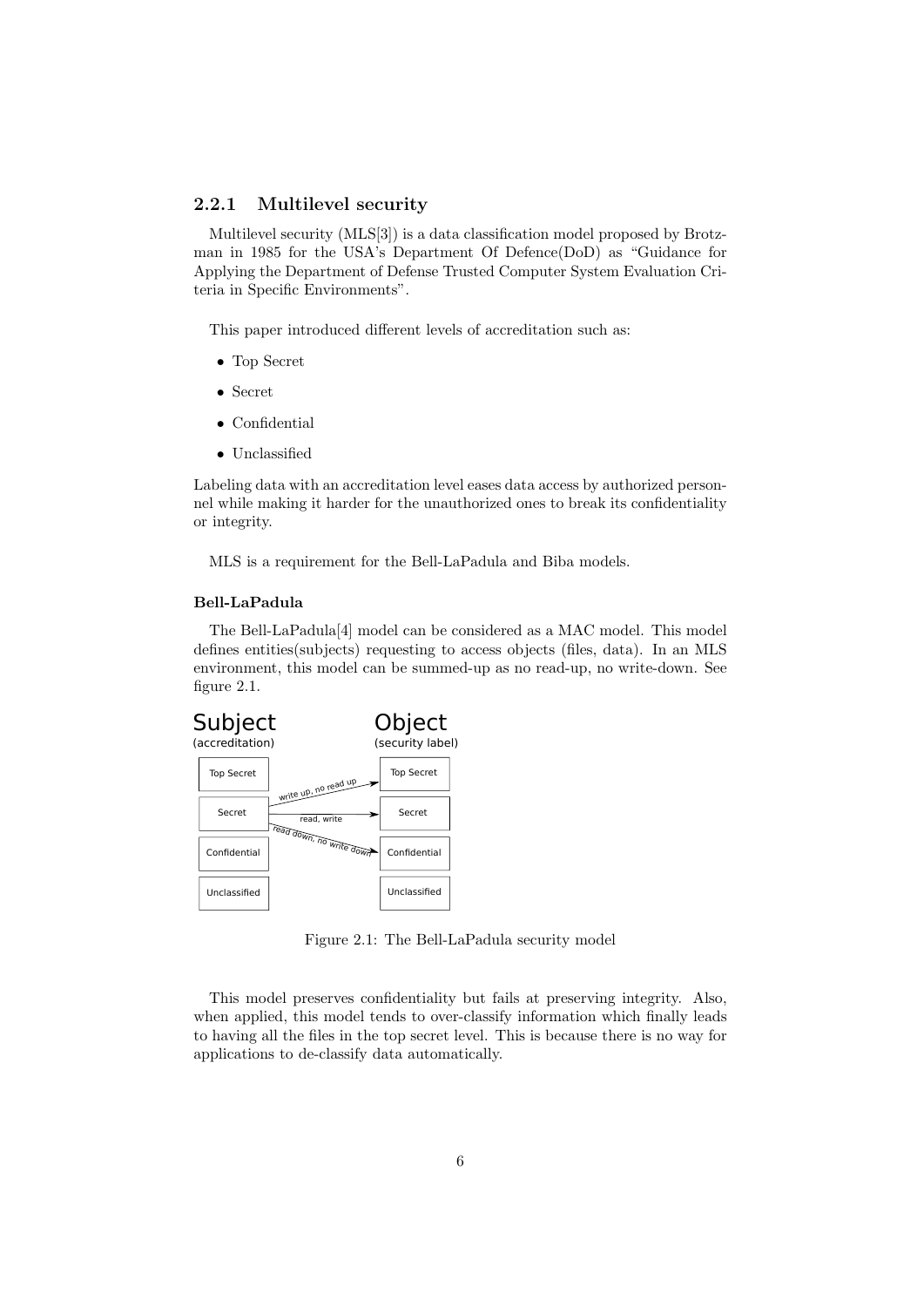### 2.2.1 Multilevel security

Multilevel security (MLS[3]) is a data classification model proposed by Brotzman in 1985 for the USA's Department Of Defence(DoD) as "Guidance for Applying the Department of Defense Trusted Computer System Evaluation Criteria in Specific Environments".

This paper introduced different levels of accreditation such as:

- Top Secret
- Secret
- Confidential
- Unclassified

Labeling data with an accreditation level eases data access by authorized personnel while making it harder for the unauthorized ones to break its confidentiality or integrity.

MLS is a requirement for the Bell-LaPadula and Biba models.

#### Bell-LaPadula

The Bell-LaPadula[4] model can be considered as a MAC model. This model defines entities(subjects) requesting to access objects (files, data). In an MLS environment, this model can be summed-up as no read-up, no write-down. See figure 2.1.

Figure 2.1: The Bell-LaPadula security model

This model preserves confidentiality but fails at preserving integrity. Also, when applied, this model tends to over-classify information which finally leads to having all the files in the top secret level. This is because there is no way for applications to de-classify data automatically.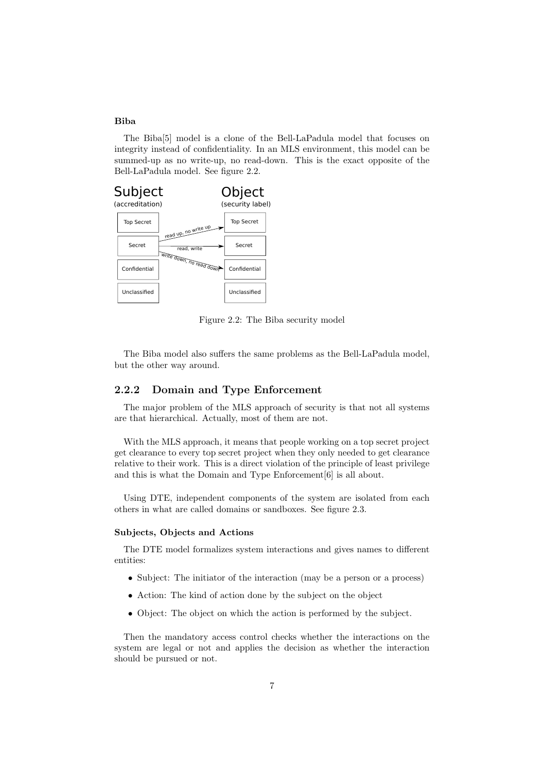### Biba

The Biba[5] model is a clone of the Bell-LaPadula model that focuses on integrity instead of confidentiality. In an MLS environment, this model can be summed-up as no write-up, no read-down. This is the exact opposite of the Bell-LaPadula model. See figure 2.2.

Figure 2.2: The Biba security model

The Biba model also suffers the same problems as the Bell-LaPadula model, but the other way around.

## 2.2.2 Domain and Type Enforcement

The major problem of the MLS approach of security is that not all systems are that hierarchical. Actually, most of them are not.

With the MLS approach, it means that people working on a top secret project get clearance to every top secret project when they only needed to get clearance relative to their work. This is a direct violation of the principle of least privilege and this is what the Domain and Type Enforcement[6] is all about.

Using DTE, independent components of the system are isolated from each others in what are called domains or sandboxes. See figure 2.3.

### Subjects, Objects and Actions

The DTE model formalizes system interactions and gives names to different entities:

- Subject: The initiator of the interaction (may be a person or a process)
- Action: The kind of action done by the subject on the object
- Object: The object on which the action is performed by the subject.

Then the mandatory access control checks whether the interactions on the system are legal or not and applies the decision as whether the interaction should be pursued or not.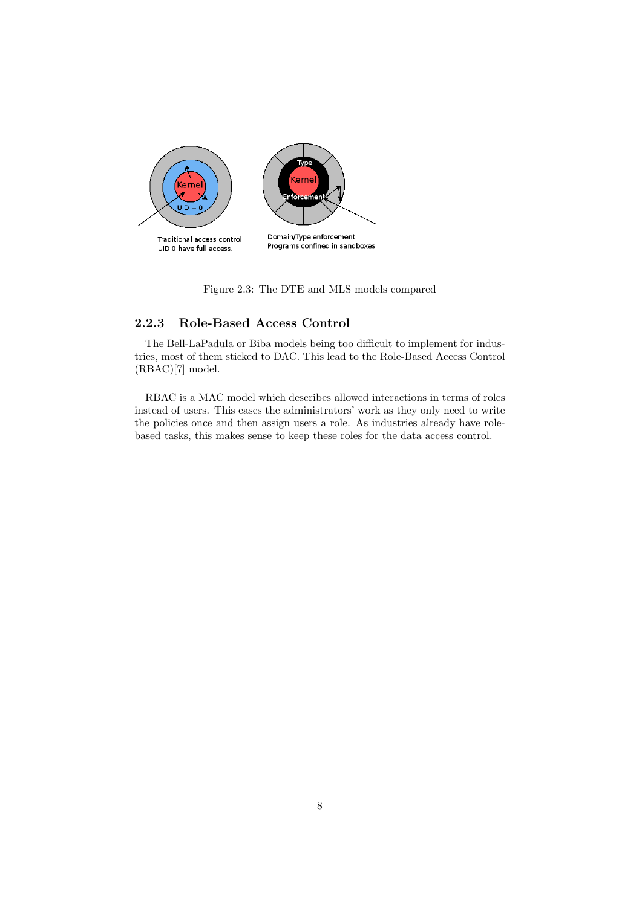Traditional access control.
UID 0 have full access.

Domain/Type enforcement.
Programs confined in sandboxes.

Figure 2.3: The DTE and MLS models compared

### 2.2.3 Role-Based Access Control

The Bell-LaPadula or Biba models being too difficult to implement for industries, most of them sticked to DAC. This lead to the Role-Based Access Control (RBAC)[7] model.

RBAC is a MAC model which describes allowed interactions in terms of roles instead of users. This eases the administrators' work as they only need to write the policies once and then assign users a role. As industries already have role-based tasks, this makes sense to keep these roles for the data access control.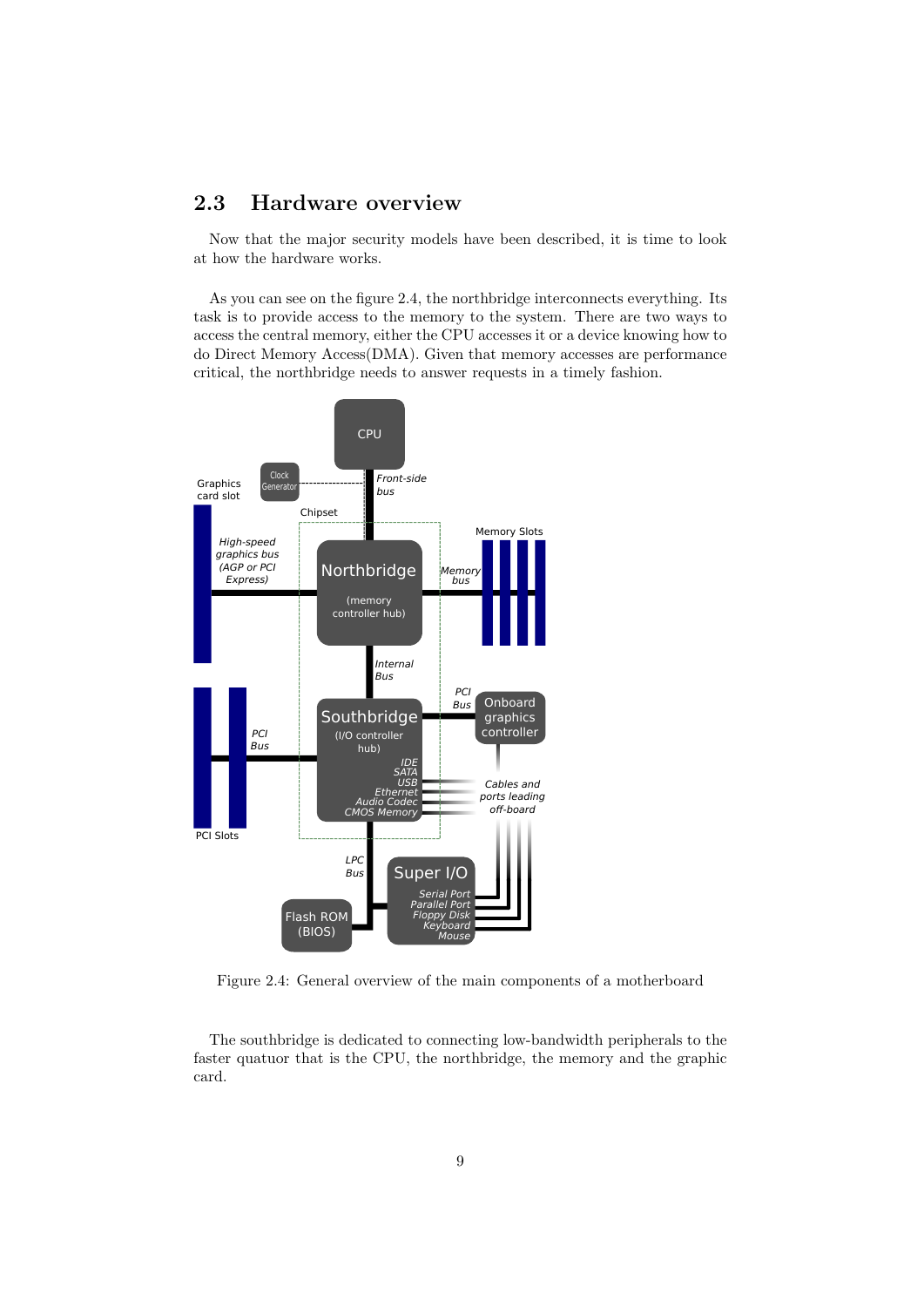## 2.3 Hardware overview

Now that the major security models have been described, it is time to look at how the hardware works.

As you can see on the figure 2.4, the northbridge interconnects everything. Its task is to provide access to the memory to the system. There are two ways to access the central memory, either the CPU accesses it or a device knowing how to do Direct Memory Access(DMA). Given that memory accesses are performance critical, the northbridge needs to answer requests in a timely fashion.

Figure 2.4: General overview of the main components of a motherboard

The southbridge is dedicated to connecting low-bandwidth peripherals to the faster quatuor that is the CPU, the northbridge, the memory and the graphic card.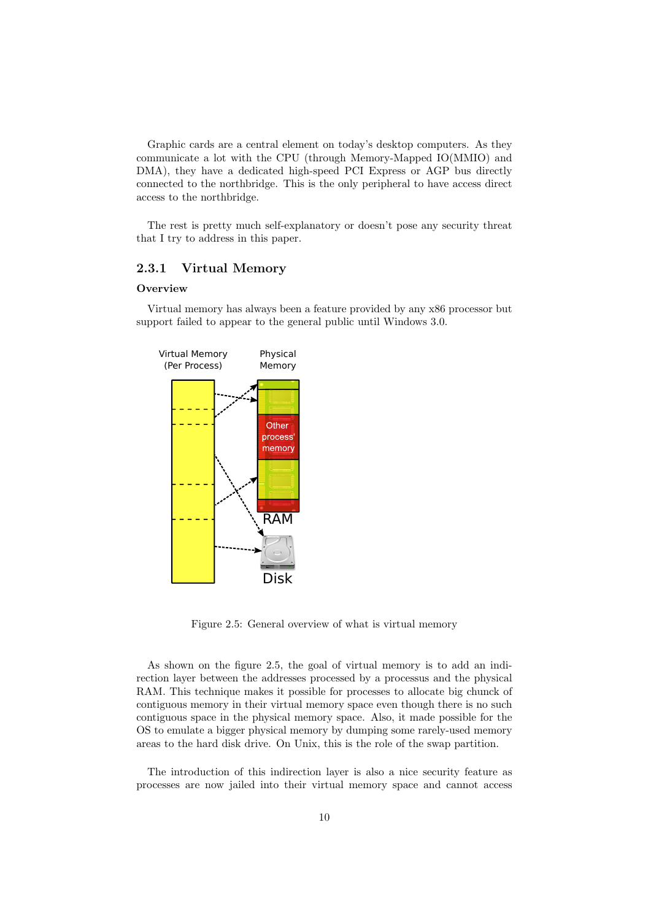Graphic cards are a central element on today's desktop computers. As they communicate a lot with the CPU (through Memory-Mapped IO(MMIO) and DMA), they have a dedicated high-speed PCI Express or AGP bus directly connected to the northbridge. This is the only peripheral to have access direct access to the northbridge.

The rest is pretty much self-explanatory or doesn't pose any security threat that I try to address in this paper.

### 2.3.1 Virtual Memory

#### Overview

Virtual memory has always been a feature provided by any x86 processor but support failed to appear to the general public until Windows 3.0.

Figure 2.5: General overview of what is virtual memory

As shown on the figure 2.5, the goal of virtual memory is to add an indirection layer between the addresses processed by a processus and the physical RAM. This technique makes it possible for processes to allocate big chunck of contiguous memory in their virtual memory space even though there is no such contiguous space in the physical memory space. Also, it made possible for the OS to emulate a bigger physical memory by dumping some rarely-used memory areas to the hard disk drive. On Unix, this is the role of the swap partition.

The introduction of this indirection layer is also a nice security feature as processes are now jailed into their virtual memory space and cannot access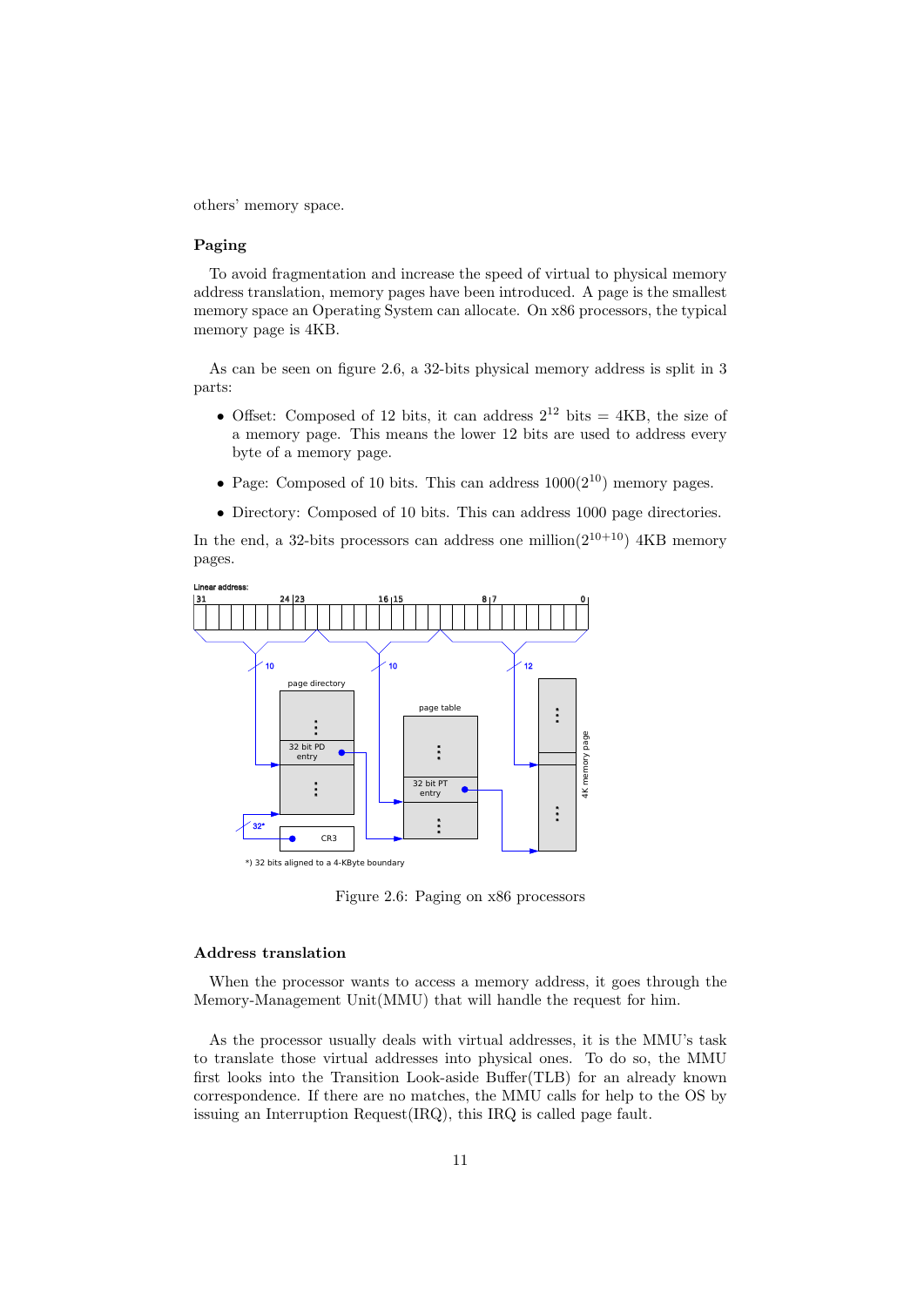others' memory space.

### Paging

To avoid fragmentation and increase the speed of virtual to physical memory address translation, memory pages have been introduced. A page is the smallest memory space an Operating System can allocate. On x86 processors, the typical memory page is 4KB.

As can be seen on figure 2.6, a 32-bits physical memory address is split in 3 parts:

- Offset: Composed of 12 bits, it can address $2^{12}$ bits = 4KB, the size of a memory page. This means the lower 12 bits are used to address every byte of a memory page.
- Page: Composed of 10 bits. This can address $1000(2^{10})$ memory pages.
- Directory: Composed of 10 bits. This can address 1000 page directories.

In the end, a 32-bits processors can address one million$(2^{10+10})$ 4KB memory pages.

Figure 2.6: Paging on x86 processors

### Address translation

When the processor wants to access a memory address, it goes through the Memory-Management Unit(MMU) that will handle the request for him.

As the processor usually deals with virtual addresses, it is the MMU's task to translate those virtual addresses into physical ones. To do so, the MMU first looks into the Transition Look-aside Buffer(TLB) for an already known correspondence. If there are no matches, the MMU calls for help to the OS by issuing an Interruption Request(IRQ), this IRQ is called page fault.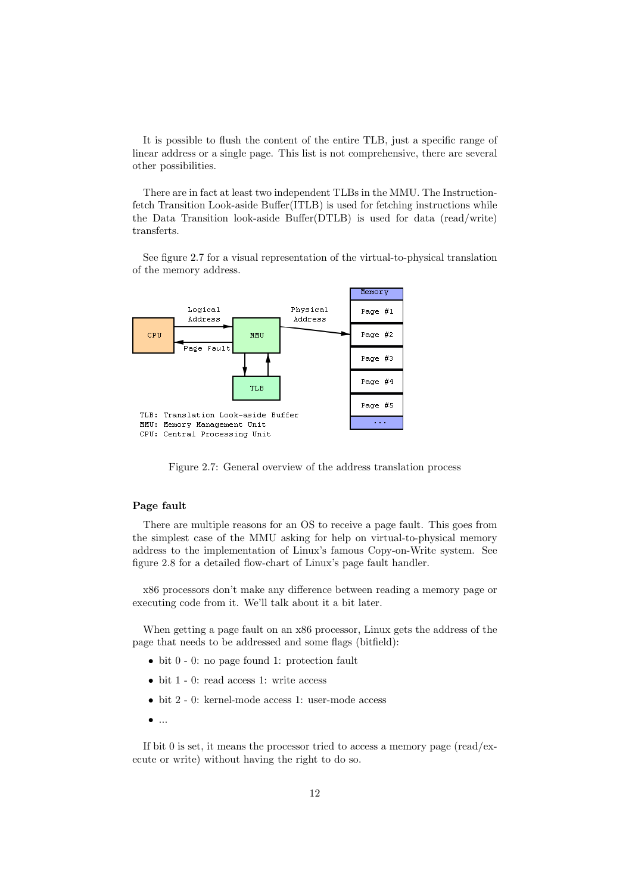It is possible to flush the content of the entire TLB, just a specific range of linear address or a single page. This list is not comprehensive, there are several other possibilities.

There are in fact at least two independent TLBs in the MMU. The Instruction-fetch Transition Look-aside Buffer(ITLB) is used for fetching instructions while the Data Transition look-aside Buffer(DTLB) is used for data (read/write) transferts.

See figure 2.7 for a visual representation of the virtual-to-physical translation of the memory address.

Figure 2.7: General overview of the address translation process

#### Page fault

There are multiple reasons for an OS to receive a page fault. This goes from the simplest case of the MMU asking for help on virtual-to-physical memory address to the implementation of Linux's famous Copy-on-Write system. See figure 2.8 for a detailed flow-chart of Linux's page fault handler.

x86 processors don't make any difference between reading a memory page or executing code from it. We'll talk about it a bit later.

When getting a page fault on an x86 processor, Linux gets the address of the page that needs to be addressed and some flags (bitfield):

- bit 0 - 0: no page found 1: protection fault
- bit 1 - 0: read access 1: write access
- bit 2 - 0: kernel-mode access 1: user-mode access
- ...

If bit 0 is set, it means the processor tried to access a memory page (read/execute or write) without having the right to do so.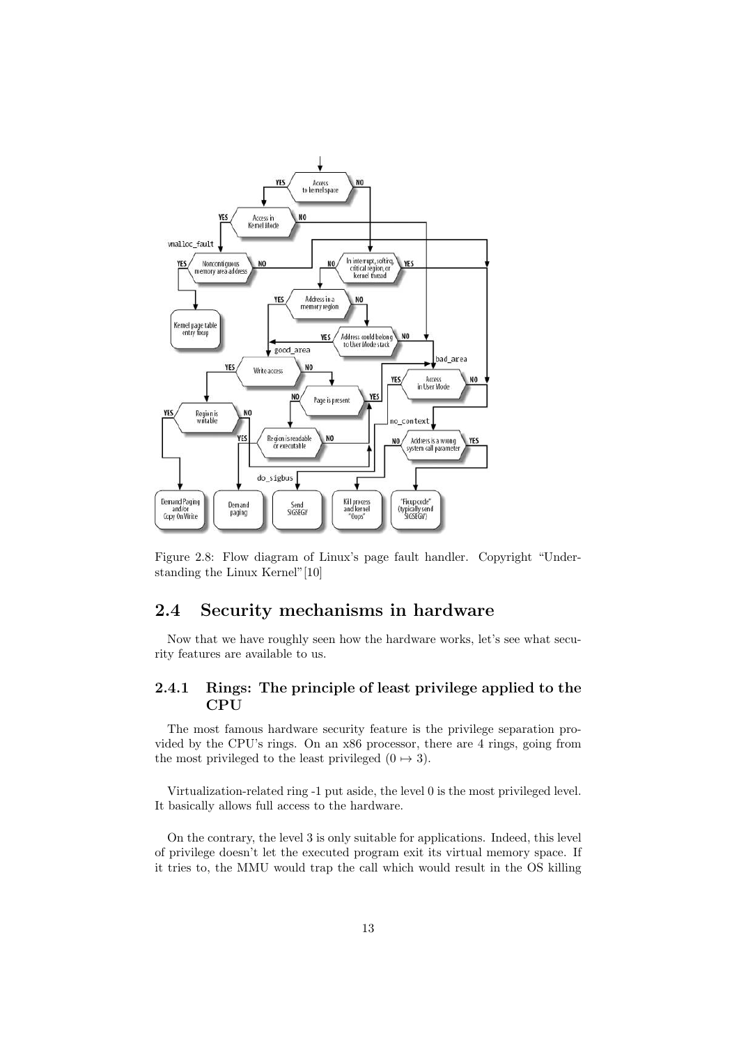Figure 2.8: Flow diagram of Linux's page fault handler. Copyright "Understanding the Linux Kernel"[10]

## 2.4 Security mechanisms in hardware

Now that we have roughly seen how the hardware works, let's see what security features are available to us.

### 2.4.1 Rings: The principle of least privilege applied to the CPU

The most famous hardware security feature is the privilege separation provided by the CPU's rings. On an x86 processor, there are 4 rings, going from the most privileged to the least privileged ($0 \mapsto 3$).

Virtualization-related ring -1 put aside, the level 0 is the most privileged level. It basically allows full access to the hardware.

On the contrary, the level 3 is only suitable for applications. Indeed, this level of privilege doesn't let the executed program exit its virtual memory space. If it tries to, the MMU would trap the call which would result in the OS killing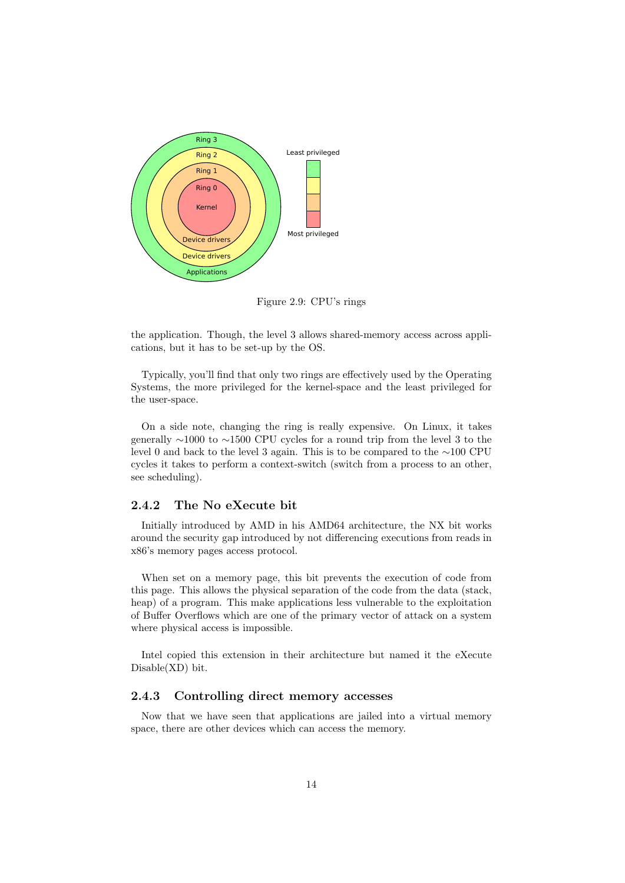Figure 2.9: CPU's rings

the application. Though, the level 3 allows shared-memory access across applications, but it has to be set-up by the OS.

Typically, you'll find that only two rings are effectively used by the Operating Systems, the more privileged for the kernel-space and the least privileged for the user-space.

On a side note, changing the ring is really expensive. On Linux, it takes generally ∼1000 to ∼1500 CPU cycles for a round trip from the level 3 to the level 0 and back to the level 3 again. This is to be compared to the ∼100 CPU cycles it takes to perform a context-switch (switch from a process to an other, see scheduling).

### 2.4.2 The No eXecute bit

Initially introduced by AMD in his AMD64 architecture, the NX bit works around the security gap introduced by not differencing executions from reads in x86's memory pages access protocol.

When set on a memory page, this bit prevents the execution of code from this page. This allows the physical separation of the code from the data (stack, heap) of a program. This make applications less vulnerable to the exploitation of Buffer Overflows which are one of the primary vector of attack on a system where physical access is impossible.

Intel copied this extension in their architecture but named it the eXecute Disable(XD) bit.

### 2.4.3 Controlling direct memory accesses

Now that we have seen that applications are jailed into a virtual memory space, there are other devices which can access the memory.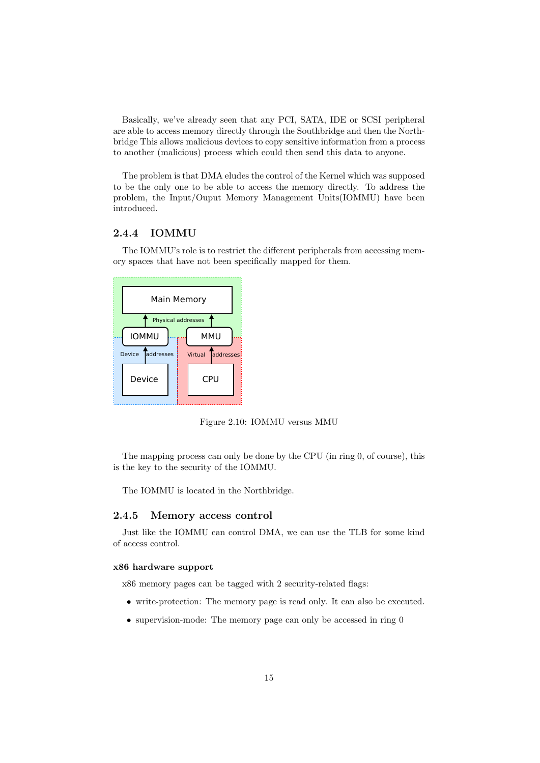Basically, we've already seen that any PCI, SATA, IDE or SCSI peripheral are able to access memory directly through the Southbridge and then the Northbridge This allows malicious devices to copy sensitive information from a process to another (malicious) process which could then send this data to anyone.

The problem is that DMA eludes the control of the Kernel which was supposed to be the only one to be able to access the memory directly. To address the problem, the Input/Ouput Memory Management Units(IOMMU) have been introduced.

### 2.4.4 IOMMU

The IOMMU's role is to restrict the different peripherals from accessing memory spaces that have not been specifically mapped for them.

Figure 2.10: IOMMU versus MMU

The mapping process can only be done by the CPU (in ring 0, of course), this is the key to the security of the IOMMU.

The IOMMU is located in the Northbridge.

### 2.4.5 Memory access control

Just like the IOMMU can control DMA, we can use the TLB for some kind of access control.

#### x86 hardware support

x86 memory pages can be tagged with 2 security-related flags:

- write-protection: The memory page is read only. It can also be executed.
- supervision-mode: The memory page can only be accessed in ring 0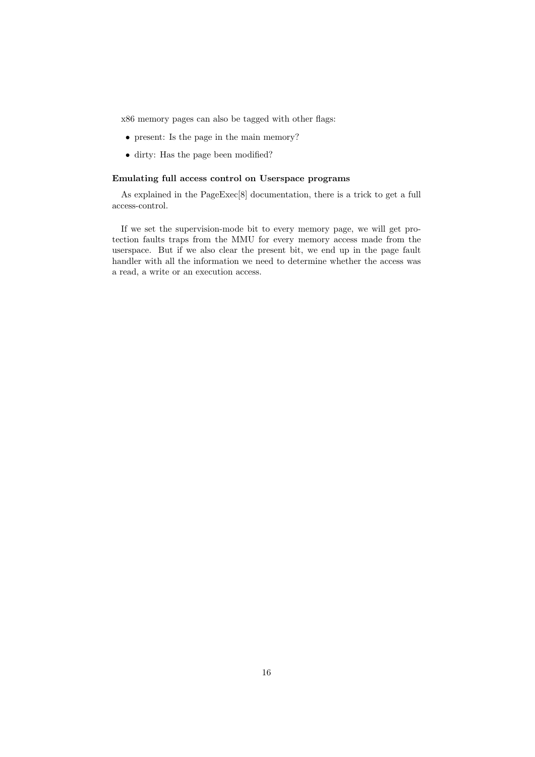x86 memory pages can also be tagged with other flags:

- present: Is the page in the main memory?
- dirty: Has the page been modified?

#### Emulating full access control on Userspace programs

As explained in the PageExec[8] documentation, there is a trick to get a full access-control.

If we set the supervision-mode bit to every memory page, we will get protection faults traps from the MMU for every memory access made from the userspace. But if we also clear the present bit, we end up in the page fault handler with all the information we need to determine whether the access was a read, a write or an execution access.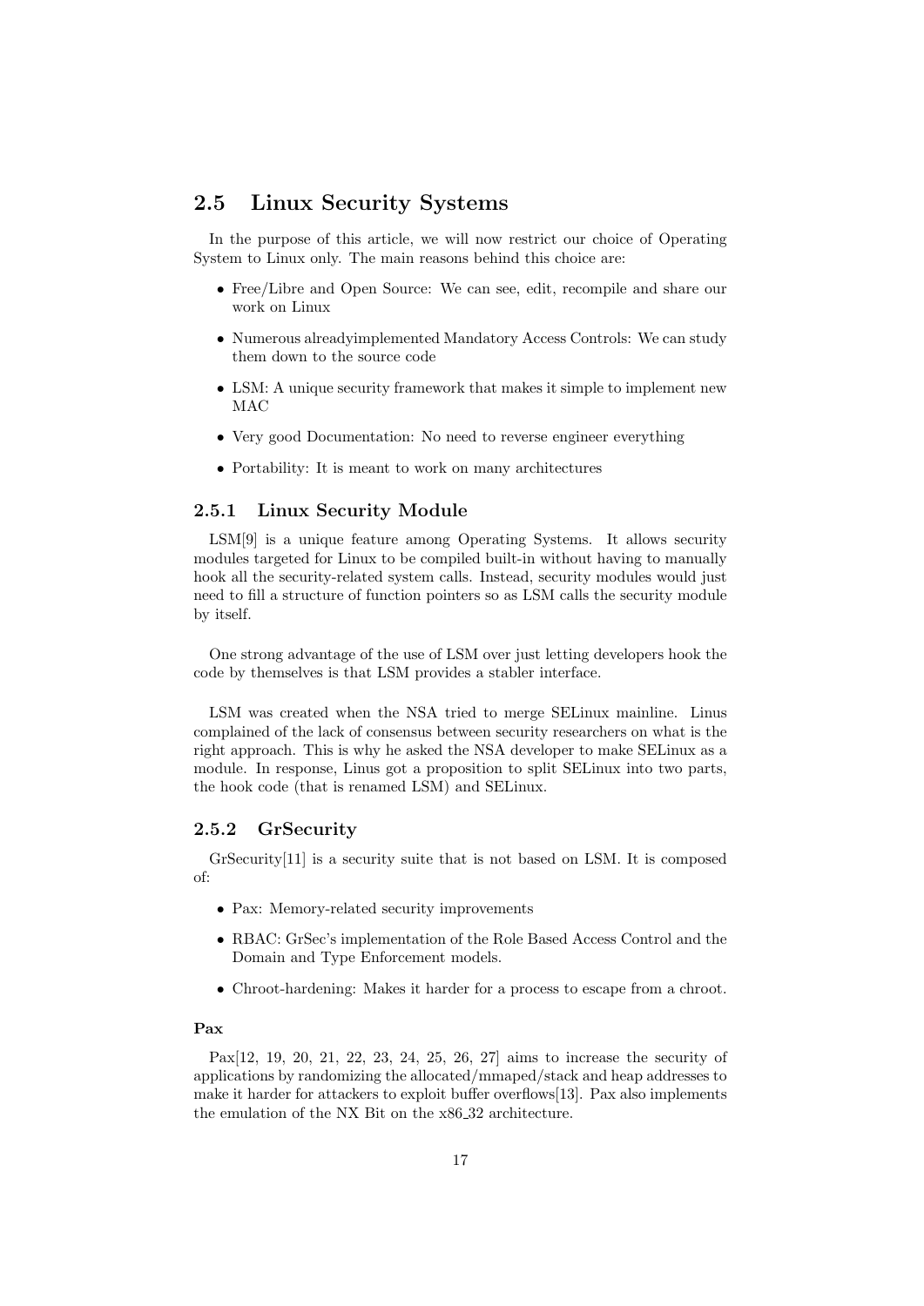## 2.5 Linux Security Systems

In the purpose of this article, we will now restrict our choice of Operating System to Linux only. The main reasons behind this choice are:

- Free/Libre and Open Source: We can see, edit, recompile and share our work on Linux
- Numerous alreadyimplemented Mandatory Access Controls: We can study them down to the source code
- LSM: A unique security framework that makes it simple to implement new MAC
- Very good Documentation: No need to reverse engineer everything
- Portability: It is meant to work on many architectures

### 2.5.1 Linux Security Module

LSM[9] is a unique feature among Operating Systems. It allows security modules targeted for Linux to be compiled built-in without having to manually hook all the security-related system calls. Instead, security modules would just need to fill a structure of function pointers so as LSM calls the security module by itself.

One strong advantage of the use of LSM over just letting developers hook the code by themselves is that LSM provides a stabler interface.

LSM was created when the NSA tried to merge SELinux mainline. Linus complained of the lack of consensus between security researchers on what is the right approach. This is why he asked the NSA developer to make SELinux as a module. In response, Linus got a proposition to split SELinux into two parts, the hook code (that is renamed LSM) and SELinux.

### 2.5.2 GrSecurity

GrSecurity[11] is a security suite that is not based on LSM. It is composed of:

- Pax: Memory-related security improvements
- RBAC: GrSec's implementation of the Role Based Access Control and the Domain and Type Enforcement models.
- Chroot-hardening: Makes it harder for a process to escape from a chroot.

#### Pax

Pax[12, 19, 20, 21, 22, 23, 24, 25, 26, 27] aims to increase the security of applications by randomizing the allocated/mmaped/stack and heap addresses to make it harder for attackers to exploit buffer overflows[13]. Pax also implements the emulation of the NX Bit on the x86_32 architecture.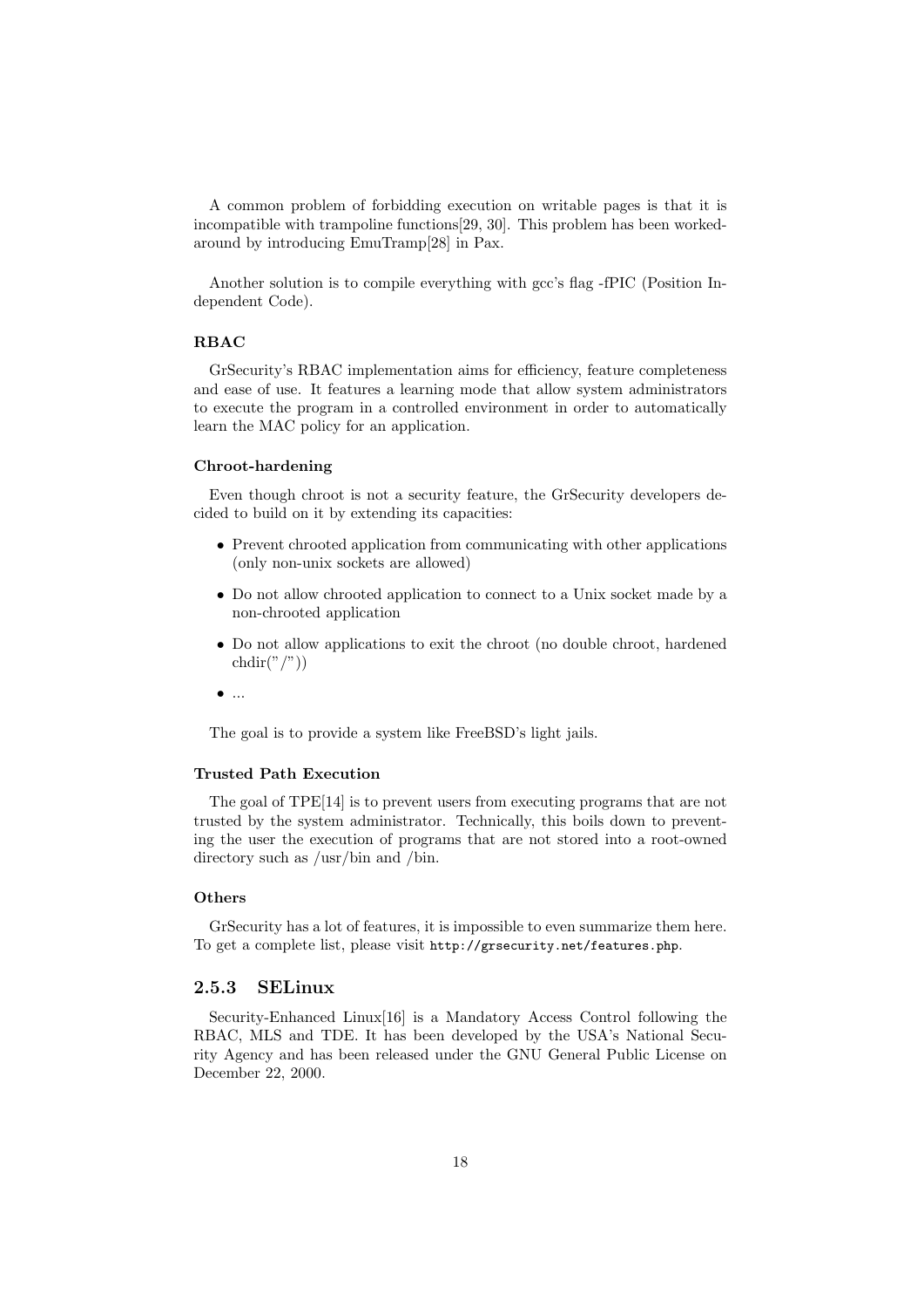A common problem of forbidding execution on writable pages is that it is incompatible with trampoline functions[29, 30]. This problem has been worked-around by introducing EmuTramp[28] in Pax.

Another solution is to compile everything with gcc's flag -fPIC (Position Independent Code).

#### RBAC

GrSecurity's RBAC implementation aims for efficiency, feature completeness and ease of use. It features a learning mode that allow system administrators to execute the program in a controlled environment in order to automatically learn the MAC policy for an application.

#### Chroot-hardening

Even though chroot is not a security feature, the GrSecurity developers decided to build on it by extending its capacities:

- Prevent chrooted application from communicating with other applications (only non-unix sockets are allowed)
- Do not allow chrooted application to connect to a Unix socket made by a non-chrooted application
- Do not allow applications to exit the chroot (no double chroot, hardened chdir("/"))
- ...

The goal is to provide a system like FreeBSD's light jails.

#### Trusted Path Execution

The goal of TPE[14] is to prevent users from executing programs that are not trusted by the system administrator. Technically, this boils down to preventing the user the execution of programs that are not stored into a root-owned directory such as /usr/bin and /bin.

#### Others

GrSecurity has a lot of features, it is impossible to even summarize them here. To get a complete list, please visit `http://grsecurity.net/features.php`.

### 2.5.3 SELinux

Security-Enhanced Linux[16] is a Mandatory Access Control following the RBAC, MLS and TDE. It has been developed by the USA's National Security Agency and has been released under the GNU General Public License on December 22, 2000.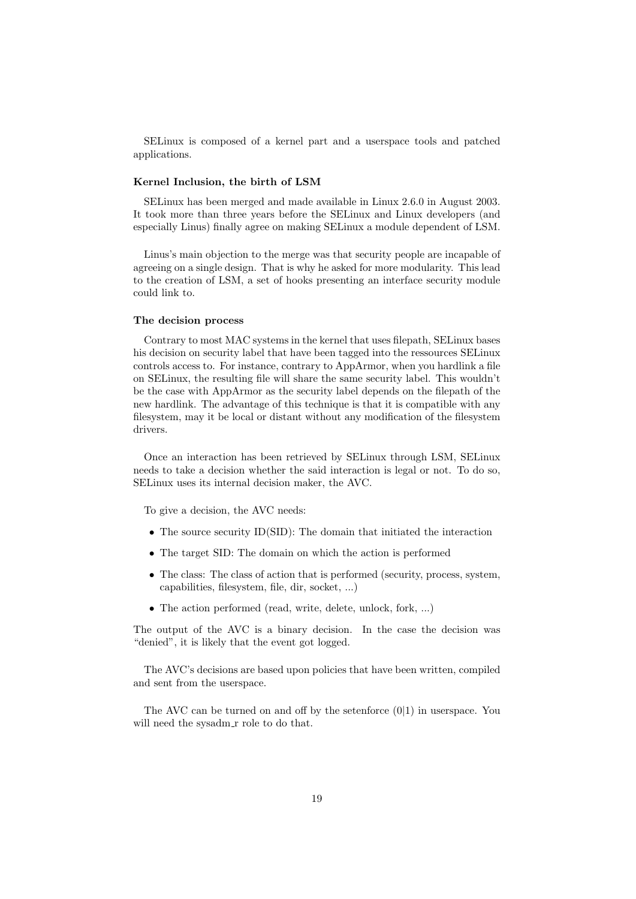SELinux is composed of a kernel part and a userspace tools and patched applications.

### Kernel Inclusion, the birth of LSM

SELinux has been merged and made available in Linux 2.6.0 in August 2003. It took more than three years before the SELinux and Linux developers (and especially Linus) finally agree on making SELinux a module dependent of LSM.

Linus's main objection to the merge was that security people are incapable of agreeing on a single design. That is why he asked for more modularity. This lead to the creation of LSM, a set of hooks presenting an interface security module could link to.

### The decision process

Contrary to most MAC systems in the kernel that uses filepath, SELinux bases his decision on security label that have been tagged into the ressources SELinux controls access to. For instance, contrary to AppArmor, when you hardlink a file on SELinux, the resulting file will share the same security label. This wouldn't be the case with AppArmor as the security label depends on the filepath of the new hardlink. The advantage of this technique is that it is compatible with any filesystem, may it be local or distant without any modification of the filesystem drivers.

Once an interaction has been retrieved by SELinux through LSM, SELinux needs to take a decision whether the said interaction is legal or not. To do so, SELinux uses its internal decision maker, the AVC.

To give a decision, the AVC needs:

- The source security ID(SID): The domain that initiated the interaction
- The target SID: The domain on which the action is performed
- The class: The class of action that is performed (security, process, system, capabilities, filesystem, file, dir, socket, ...)
- The action performed (read, write, delete, unlock, fork, ...)

The output of the AVC is a binary decision. In the case the decision was "denied", it is likely that the event got logged.

The AVC's decisions are based upon policies that have been written, compiled and sent from the userspace.

The AVC can be turned on and off by the setenforce (0|1) in userspace. You will need the sysadm_r role to do that.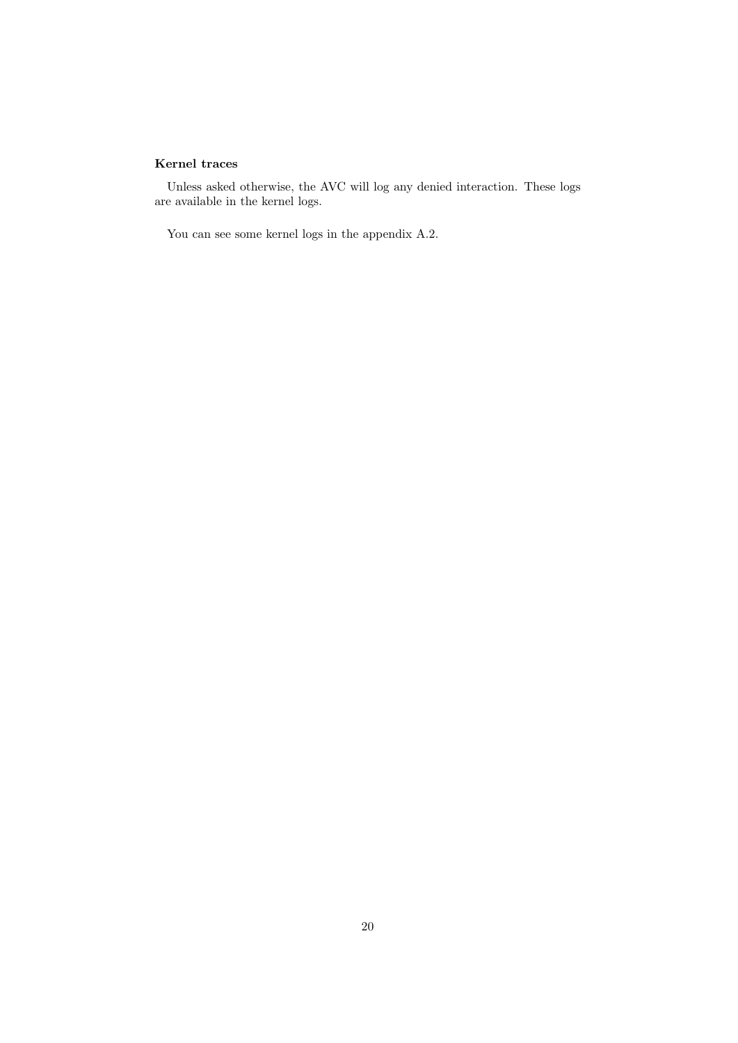#### Kernel traces

Unless asked otherwise, the AVC will log any denied interaction. These logs are available in the kernel logs.

You can see some kernel logs in the appendix A.2.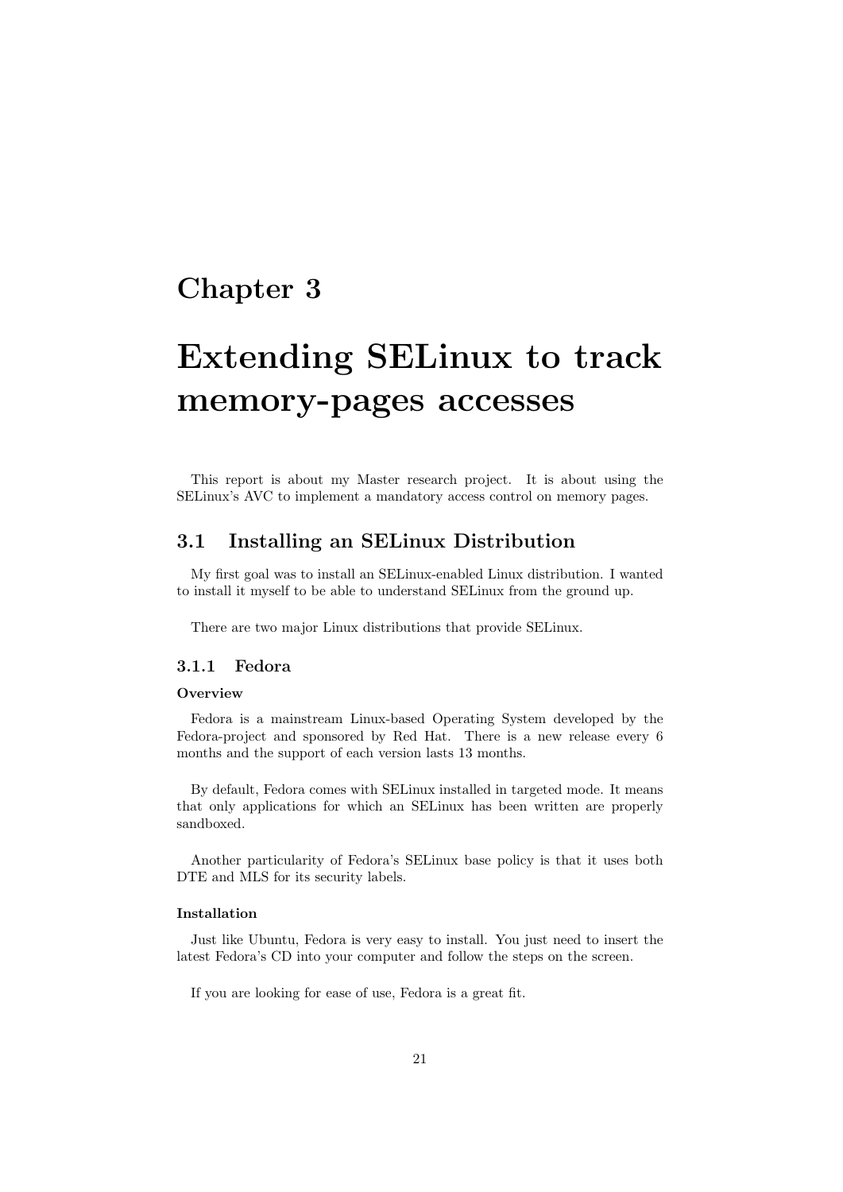# Chapter 3

# Extending SELinux to track memory-pages accesses

This report is about my Master research project. It is about using the SELinux's AVC to implement a mandatory access control on memory pages.

## 3.1 Installing an SELinux Distribution

My first goal was to install an SELinux-enabled Linux distribution. I wanted to install it myself to be able to understand SELinux from the ground up.

There are two major Linux distributions that provide SELinux.

### 3.1.1 Fedora

#### Overview

Fedora is a mainstream Linux-based Operating System developed by the Fedora-project and sponsored by Red Hat. There is a new release every 6 months and the support of each version lasts 13 months.

By default, Fedora comes with SELinux installed in targeted mode. It means that only applications for which an SELinux has been written are properly sandboxed.

Another particularity of Fedora's SELinux base policy is that it uses both DTE and MLS for its security labels.

#### Installation

Just like Ubuntu, Fedora is very easy to install. You just need to insert the latest Fedora's CD into your computer and follow the steps on the screen.

If you are looking for ease of use, Fedora is a great fit.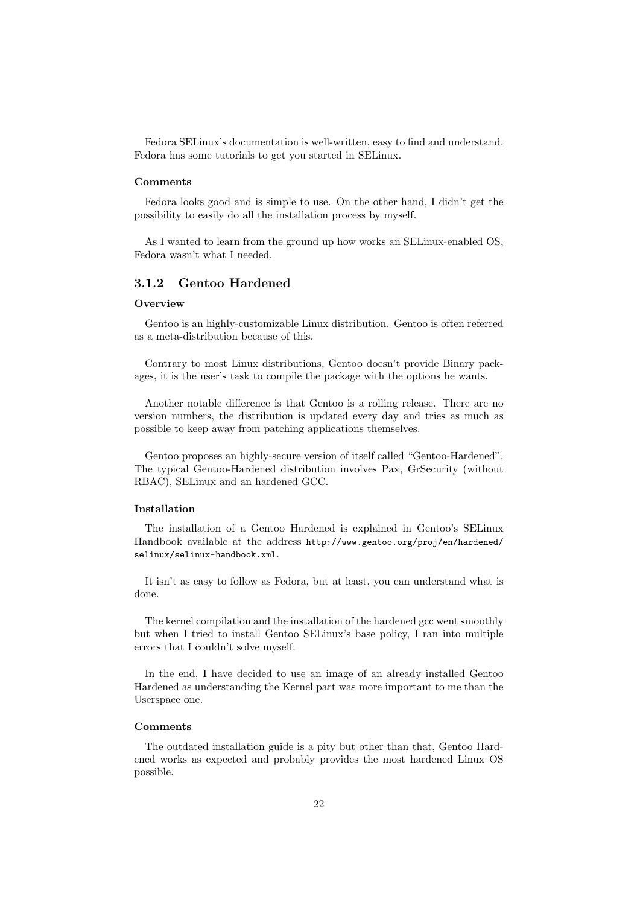Fedora SELinux's documentation is well-written, easy to find and understand. Fedora has some tutorials to get you started in SELinux.

#### Comments

Fedora looks good and is simple to use. On the other hand, I didn't get the possibility to easily do all the installation process by myself.

As I wanted to learn from the ground up how works an SELinux-enabled OS, Fedora wasn't what I needed.

### 3.1.2 Gentoo Hardened

#### Overview

Gentoo is an highly-customizable Linux distribution. Gentoo is often referred as a meta-distribution because of this.

Contrary to most Linux distributions, Gentoo doesn't provide Binary packages, it is the user's task to compile the package with the options he wants.

Another notable difference is that Gentoo is a rolling release. There are no version numbers, the distribution is updated every day and tries as much as possible to keep away from patching applications themselves.

Gentoo proposes an highly-secure version of itself called "Gentoo-Hardened". The typical Gentoo-Hardened distribution involves Pax, GrSecurity (without RBAC), SELinux and an hardened GCC.

#### Installation

The installation of a Gentoo Hardened is explained in Gentoo's SELinux Handbook available at the address `http://www.gentoo.org/proj/en/hardened/selinux/selinux-handbook.xml`.

It isn't as easy to follow as Fedora, but at least, you can understand what is done.

The kernel compilation and the installation of the hardened gcc went smoothly but when I tried to install Gentoo SELinux's base policy, I ran into multiple errors that I couldn't solve myself.

In the end, I have decided to use an image of an already installed Gentoo Hardened as understanding the Kernel part was more important to me than the Userspace one.

#### Comments

The outdated installation guide is a pity but other than that, Gentoo Hardened works as expected and probably provides the most hardened Linux OS possible.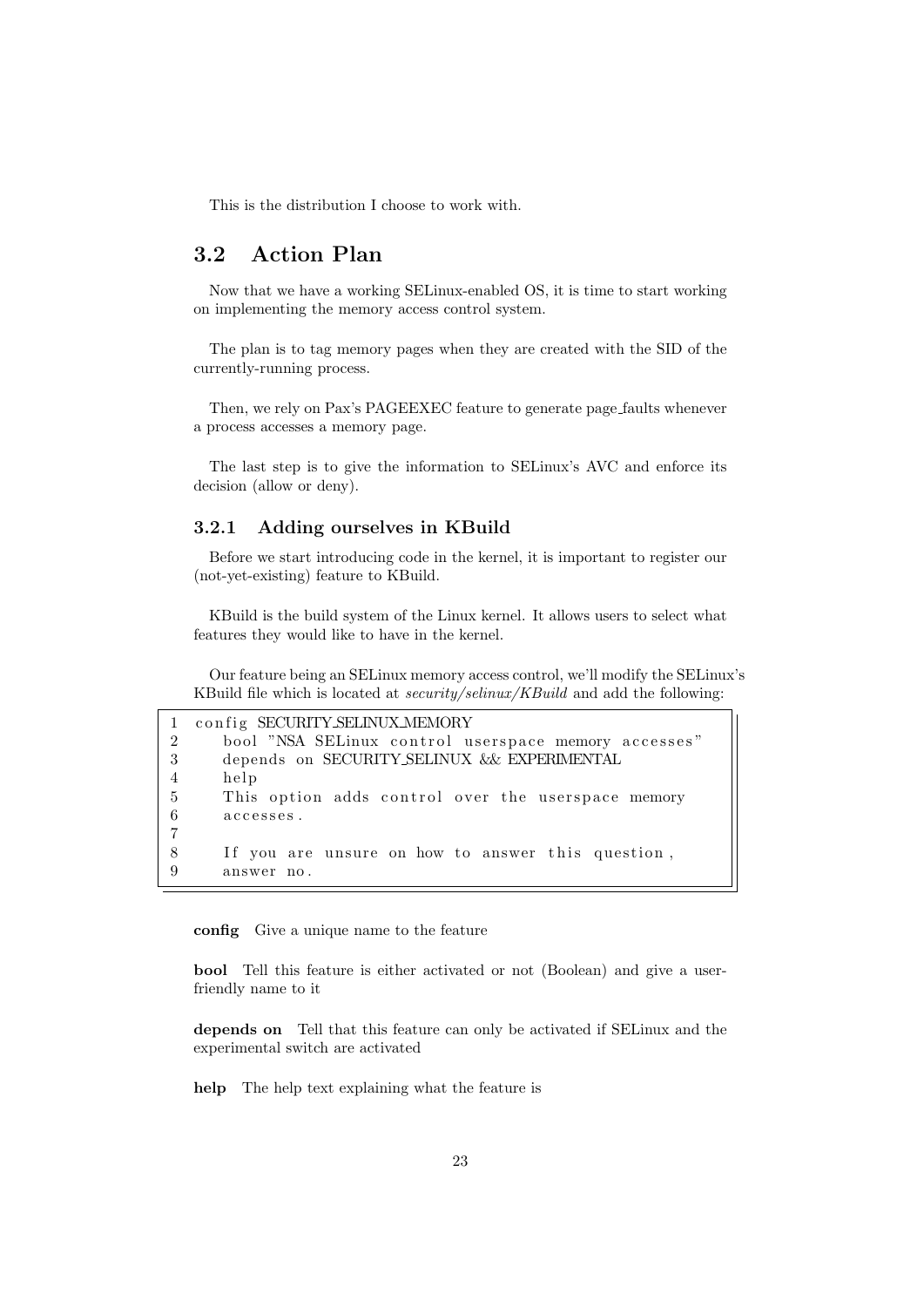This is the distribution I choose to work with.

## 3.2 Action Plan

Now that we have a working SELinux-enabled OS, it is time to start working on implementing the memory access control system.

The plan is to tag memory pages when they are created with the SID of the currently-running process.

Then, we rely on Pax's PAGEEXEC feature to generate page_faults whenever a process accesses a memory page.

The last step is to give the information to SELinux's AVC and enforce its decision (allow or deny).

### 3.2.1 Adding ourselves in KBuild

Before we start introducing code in the kernel, it is important to register our (not-yet-existing) feature to KBuild.

KBuild is the build system of the Linux kernel. It allows users to select what features they would like to have in the kernel.

Our feature being an SELinux memory access control, we'll modify the SELinux's KBuild file which is located at *security/selinux/KBuild* and add the following:

```
config SECURITY_SELINUX_MEMORY
    bool "NSA SELinux control userspace memory accesses"
    depends on SECURITY_SELINUX && EXPERIMENTAL
    help
    This option adds control over the userspace memory
    accesses.

    If you are unsure on how to answer this question,
    answer no.
```

**config** Give a unique name to the feature

**bool** Tell this feature is either activated or not (Boolean) and give a user-friendly name to it

**depends on** Tell that this feature can only be activated if SELinux and the experimental switch are activated

**help** The help text explaining what the feature is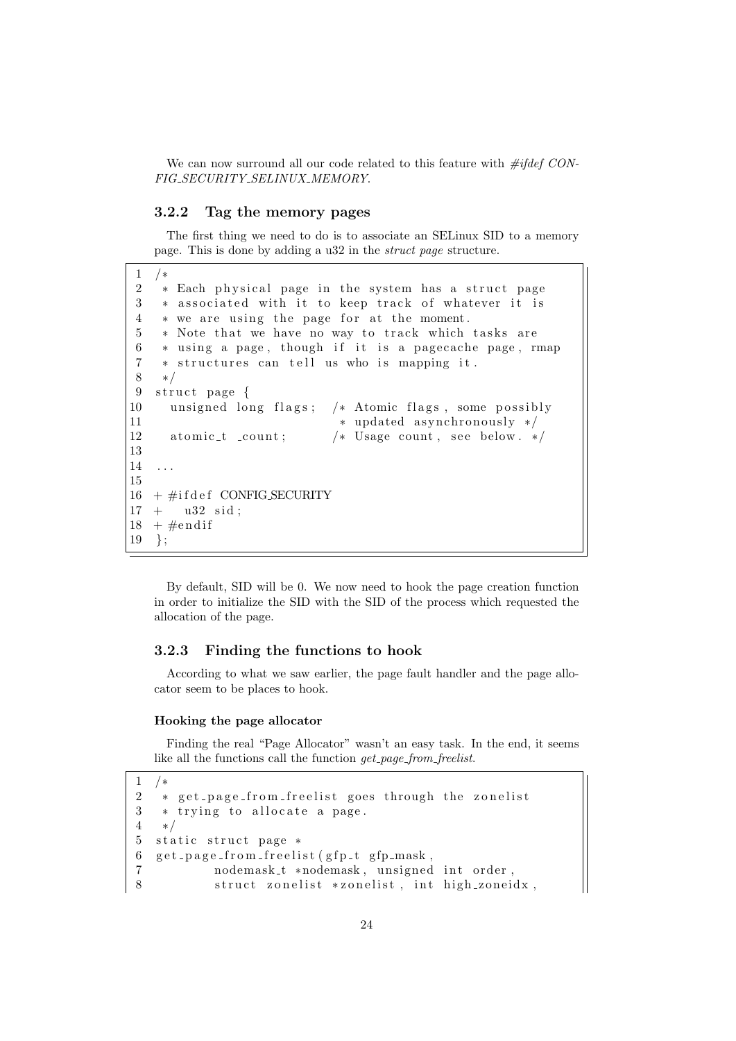We can now surround all our code related to this feature with *#ifdef CONFIG_SECURITY_SELINUX_MEMORY*.

### 3.2.2 Tag the memory pages

The first thing we need to do is to associate an SELinux SID to a memory page. This is done by adding a u32 in the *struct page* structure.

```
1  /*
2   * Each physical page in the system has a struct page
3   * associated with it to keep track of whatever it is
4   * we are using the page for at the moment.
5   * Note that we have no way to track which tasks are
6   * using a page, though if it is a pagecache page, rmap
7   * structures can tell us who is mapping it.
8   */
9  struct page {
10   unsigned long flags;  /* Atomic flags, some possibly
11                          * updated asynchronously */
12   atomic_t _count;      /* Usage count, see below. */
13
14 ...
15
16 + #ifdef CONFIG_SECURITY
17 +   u32 sid;
18 + #endif
19 };
```

By default, SID will be 0. We now need to hook the page creation function in order to initialize the SID with the SID of the process which requested the allocation of the page.

### 3.2.3 Finding the functions to hook

According to what we saw earlier, the page fault handler and the page allocator seem to be places to hook.

#### Hooking the page allocator

Finding the real "Page Allocator" wasn't an easy task. In the end, it seems like all the functions call the function *get_page_from_freelist*.

```
1  /*
2   * get_page_from_freelist goes through the zonelist
3   * trying to allocate a page.
4   */
5  static struct page *
6  get_page_from_freelist(gfp_t gfp_mask,
7          nodemask_t *nodemask, unsigned int order,
8          struct zonelist *zonelist, int high_zoneidx,
```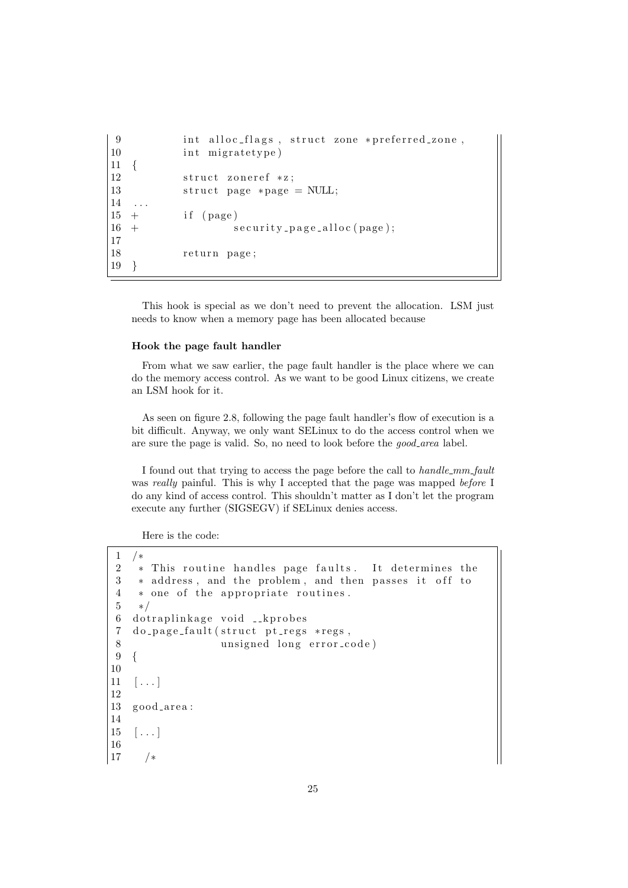```
 9          int alloc_flags, struct zone *preferred_zone,
10          int migratetype)
11  {
12          struct zoneref *z;
13          struct page *page = NULL;
14  ...
15  +       if (page)
16  +               security_page_alloc(page);
17
18          return page;
19  }
```

This hook is special as we don't need to prevent the allocation. LSM just needs to know when a memory page has been allocated because

#### Hook the page fault handler

From what we saw earlier, the page fault handler is the place where we can do the memory access control. As we want to be good Linux citizens, we create an LSM hook for it.

As seen on figure 2.8, following the page fault handler's flow of execution is a bit difficult. Anyway, we only want SELinux to do the access control when we are sure the page is valid. So, no need to look before the *good_area* label.

I found out that trying to access the page before the call to *handle_mm_fault* was *really* painful. This is why I accepted that the page was mapped *before* I do any kind of access control. This shouldn't matter as I don't let the program execute any further (SIGSEGV) if SELinux denies access.

Here is the code:

```
 1  /*
 2   * This routine handles page faults.  It determines the
 3   * address, and the problem, and then passes it off to
 4   * one of the appropriate routines.
 5   */
 6  dotraplinkage void __kprobes
 7  do_page_fault(struct pt_regs *regs,
 8                  unsigned long error_code)
 9  {
10
11  [...]
12
13  good_area:
14
15  [...]
16
17    /*
```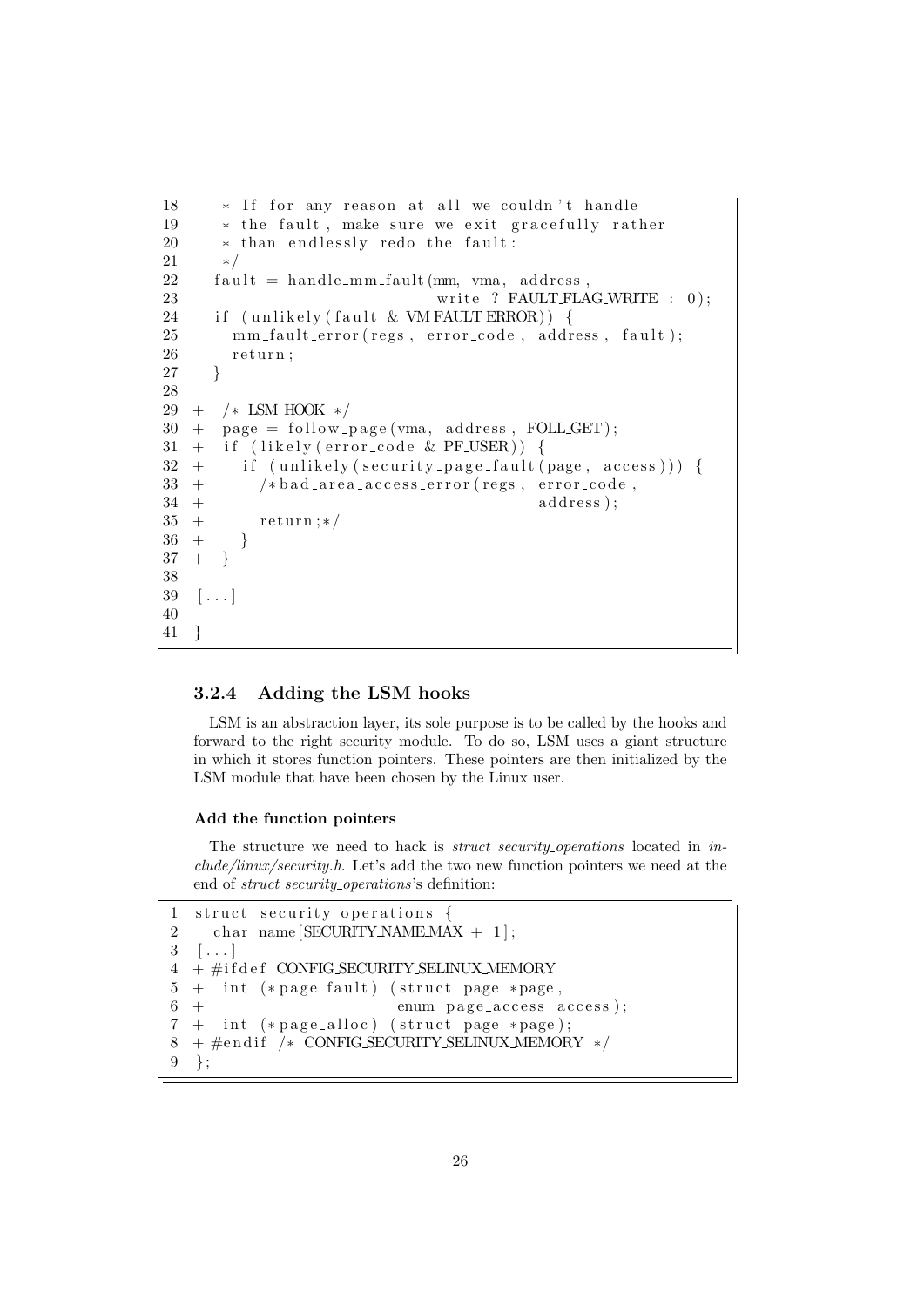```
18      * If for any reason at all we couldn't handle
19      * the fault, make sure we exit gracefully rather
20      * than endlessly redo the fault:
21      */
22     fault = handle_mm_fault(mm, vma, address,
23                             write ? FAULT_FLAG_WRITE : 0);
24     if (unlikely(fault & VM_FAULT_ERROR)) {
25       mm_fault_error(regs, error_code, address, fault);
26       return;
27     }
28
29  +  /* LSM HOOK */
30  +  page = follow_page(vma, address, FOLL_GET);
31  +  if (likely(error_code & PF_USER)) {
32  +    if (unlikely(security_page_fault(page, access))) {
33  +      /*bad_area_access_error(regs, error_code,
34  +                                       address);
35  +      return;*/
36  +    }
37  +  }
38
39  [...]
40
41  }
```

### 3.2.4 Adding the LSM hooks

LSM is an abstraction layer, its sole purpose is to be called by the hooks and forward to the right security module. To do so, LSM uses a giant structure in which it stores function pointers. These pointers are then initialized by the LSM module that have been chosen by the Linux user.

#### Add the function pointers

The structure we need to hack is *struct security_operations* located in *include/linux/security.h*. Let's add the two new function pointers we need at the end of *struct security_operations*'s definition:

```
1  struct security_operations {
2    char name[SECURITY_NAME_MAX + 1];
3  [...]
4  + #ifdef CONFIG_SECURITY_SELINUX_MEMORY
5  +   int (*page_fault) (struct page *page,
6  +                      enum page_access access);
7  +   int (*page_alloc) (struct page *page);
8  + #endif /* CONFIG_SECURITY_SELINUX_MEMORY */
9  };
```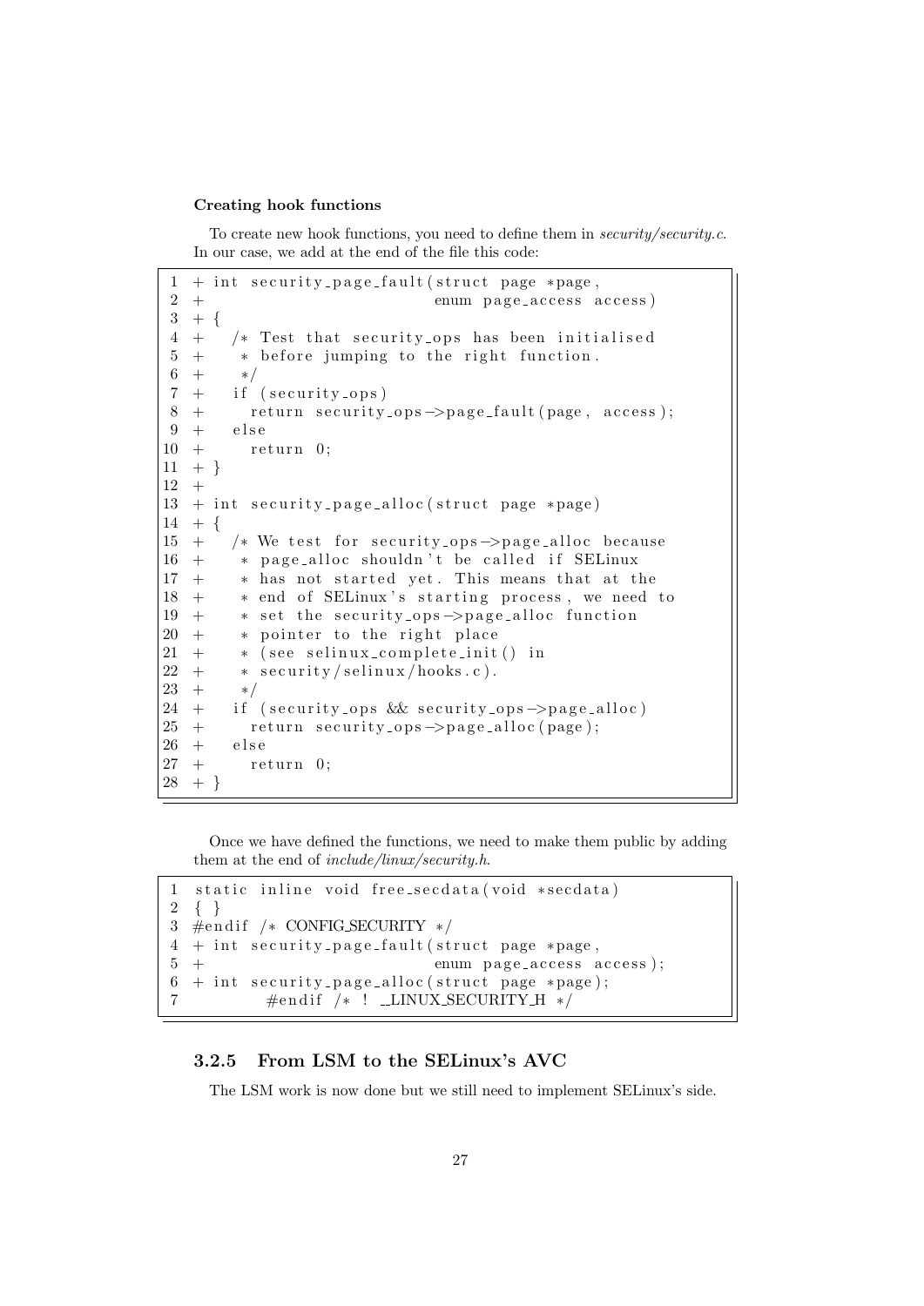**Creating hook functions**

To create new hook functions, you need to define them in *security/security.c*. In our case, we add at the end of the file this code:

```
1  + int security_page_fault(struct page *page,
2  +                         enum page_access access)
3  + {
4  +   /* Test that security_ops has been initialised
5  +    * before jumping to the right function.
6  +    */
7  +   if (security_ops)
8  +     return security_ops->page_fault(page, access);
9  +   else
10 +     return 0;
11 + }
12 +
13 + int security_page_alloc(struct page *page)
14 + {
15 +   /* We test for security_ops->page_alloc because
16 +    * page_alloc shouldn't be called if SELinux
17 +    * has not started yet. This means that at the
18 +    * end of SELinux's starting process, we need to
19 +    * set the security_ops->page_alloc function
20 +    * pointer to the right place
21 +    * (see selinux_complete_init() in
22 +    * security/selinux/hooks.c).
23 +    */
24 +   if (security_ops && security_ops->page_alloc)
25 +     return security_ops->page_alloc(page);
26 +   else
27 +     return 0;
28 + }
```

Once we have defined the functions, we need to make them public by adding them at the end of *include/linux/security.h*.

```
1 static inline void free_secdata(void *secdata)
2 { }
3 #endif /* CONFIG_SECURITY */
4 + int security_page_fault(struct page *page,
5 +                         enum page_access access);
6 + int security_page_alloc(struct page *page);
7         #endif /* ! __LINUX_SECURITY_H */
```

### 3.2.5 From LSM to the SELinux's AVC

The LSM work is now done but we still need to implement SELinux's side.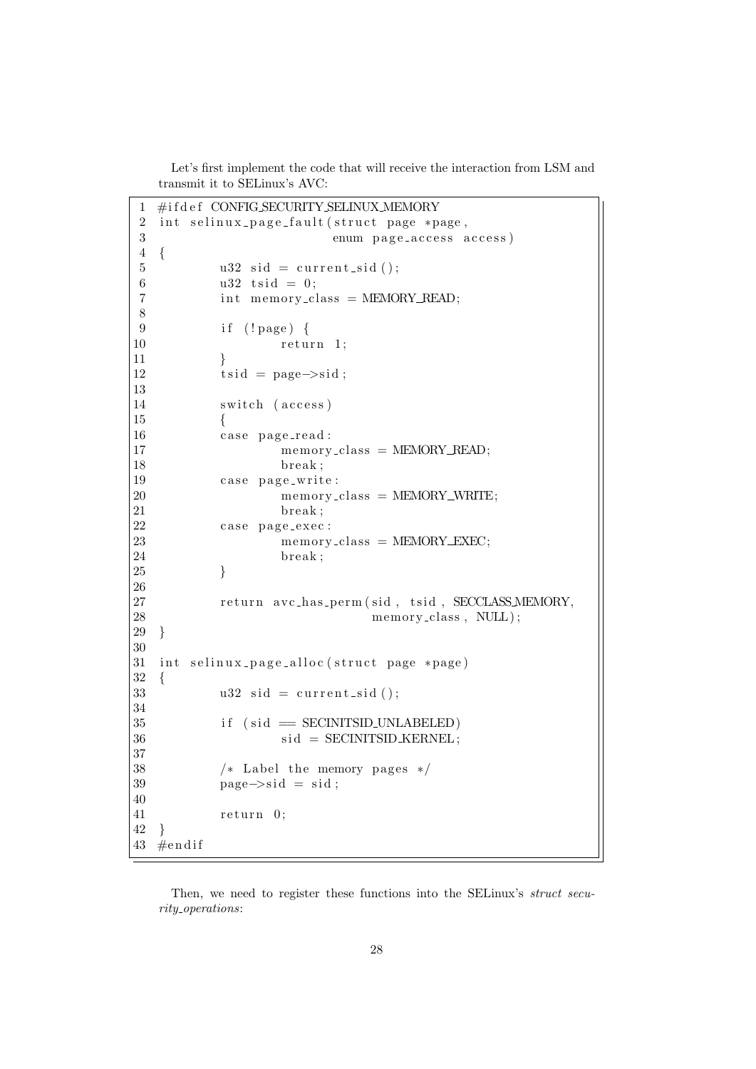Let's first implement the code that will receive the interaction from LSM and transmit it to SELinux's AVC:

```
#ifdef CONFIG_SECURITY_SELINUX_MEMORY
int selinux_page_fault(struct page *page,
                       enum page_access access)
{
        u32 sid = current_sid();
        u32 tsid = 0;
        int memory_class = MEMORY_READ;

        if (!page) {
                return 1;
        }
        tsid = page->sid;

        switch (access)
        {
        case page_read:
                memory_class = MEMORY_READ;
                break;
        case page_write:
                memory_class = MEMORY_WRITE;
                break;
        case page_exec:
                memory_class = MEMORY_EXEC;
                break;
        }

        return avc_has_perm(sid, tsid, SECCLASS_MEMORY,
                            memory_class, NULL);
}

int selinux_page_alloc(struct page *page)
{
        u32 sid = current_sid();

        if (sid == SECINITSID_UNLABELED)
                sid = SECINITSID_KERNEL;

        /* Label the memory pages */
        page->sid = sid;

        return 0;
}
#endif
```

Then, we need to register these functions into the SELinux's *struct security_operations*: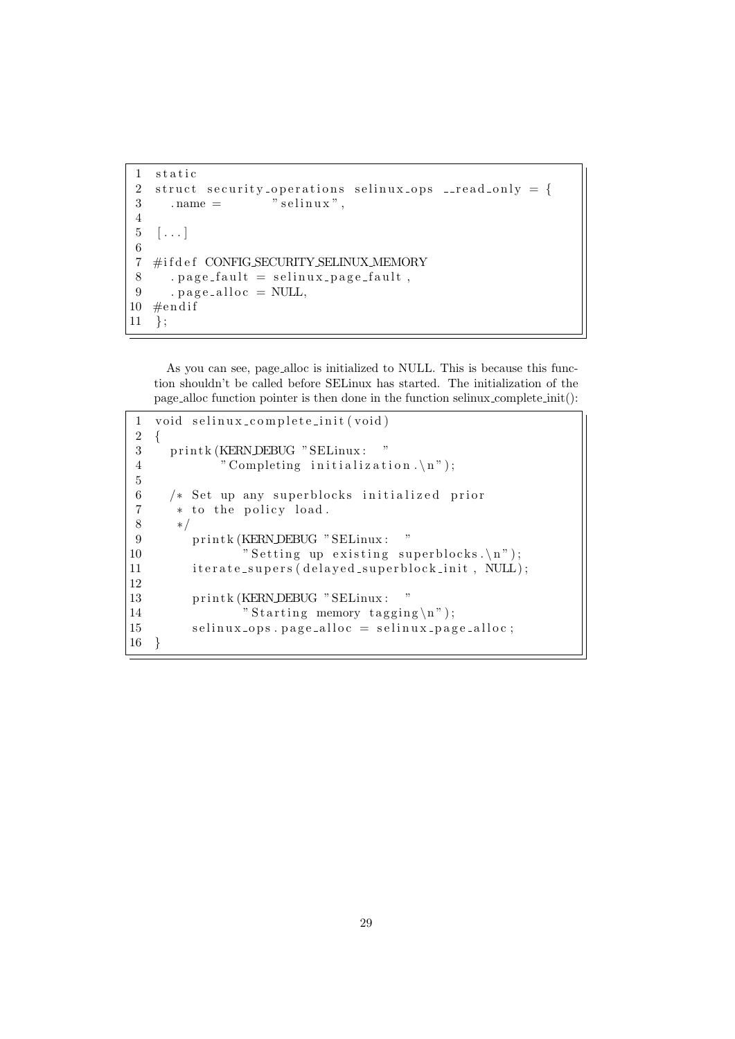```
static
struct security_operations selinux_ops __read_only = {
  .name =         "selinux",

[...]

#ifdef CONFIG_SECURITY_SELINUX_MEMORY
  .page_fault = selinux_page_fault,
  .page_alloc = NULL,
#endif
};
```

As you can see, page_alloc is initialized to NULL. This is because this function shouldn't be called before SELinux has started. The initialization of the page_alloc function pointer is then done in the function selinux_complete_init():

```
void selinux_complete_init(void)
{
  printk(KERN_DEBUG "SELinux:  "
         "Completing initialization.\n");

  /* Set up any superblocks initialized prior
   * to the policy load.
   */
     printk(KERN_DEBUG "SELinux:  "
            "Setting up existing superblocks.\n");
     iterate_supers(delayed_superblock_init, NULL);

     printk(KERN_DEBUG "SELinux:  "
            "Starting memory tagging\n");
     selinux_ops.page_alloc = selinux_page_alloc;
}
```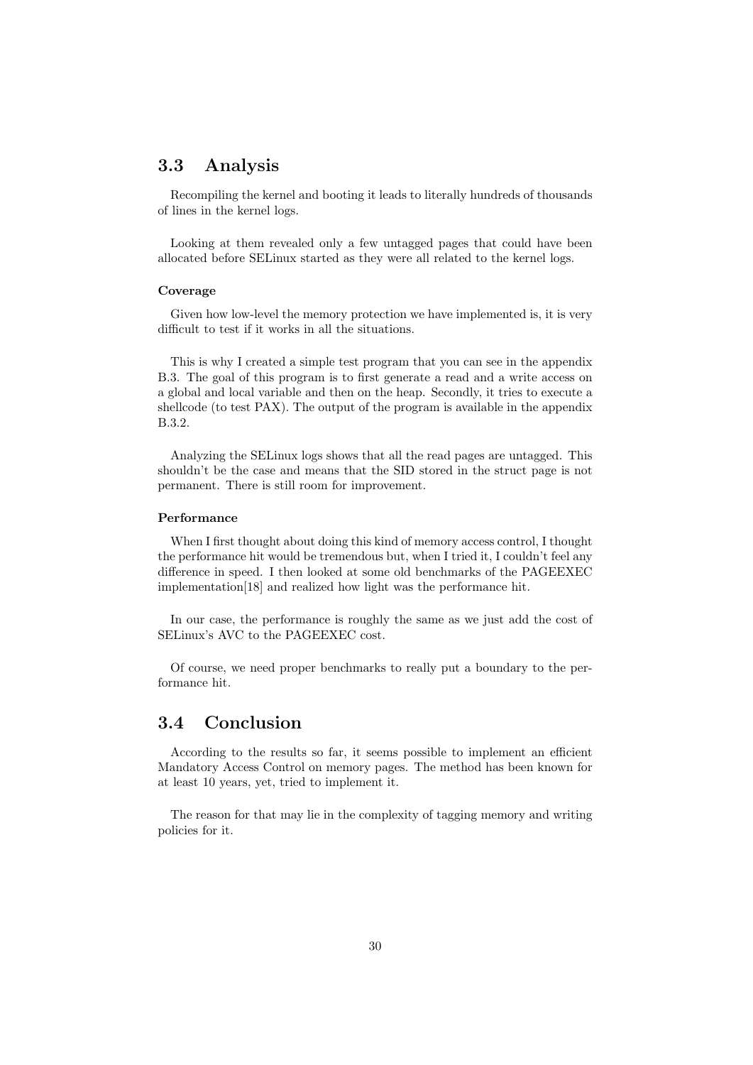## 3.3 Analysis

Recompiling the kernel and booting it leads to literally hundreds of thousands of lines in the kernel logs.

Looking at them revealed only a few untagged pages that could have been allocated before SELinux started as they were all related to the kernel logs.

#### Coverage

Given how low-level the memory protection we have implemented is, it is very difficult to test if it works in all the situations.

This is why I created a simple test program that you can see in the appendix B.3. The goal of this program is to first generate a read and a write access on a global and local variable and then on the heap. Secondly, it tries to execute a shellcode (to test PAX). The output of the program is available in the appendix B.3.2.

Analyzing the SELinux logs shows that all the read pages are untagged. This shouldn't be the case and means that the SID stored in the struct page is not permanent. There is still room for improvement.

#### Performance

When I first thought about doing this kind of memory access control, I thought the performance hit would be tremendous but, when I tried it, I couldn't feel any difference in speed. I then looked at some old benchmarks of the PAGEEXEC implementation[18] and realized how light was the performance hit.

In our case, the performance is roughly the same as we just add the cost of SELinux's AVC to the PAGEEXEC cost.

Of course, we need proper benchmarks to really put a boundary to the performance hit.

## 3.4 Conclusion

According to the results so far, it seems possible to implement an efficient Mandatory Access Control on memory pages. The method has been known for at least 10 years, yet, tried to implement it.

The reason for that may lie in the complexity of tagging memory and writing policies for it.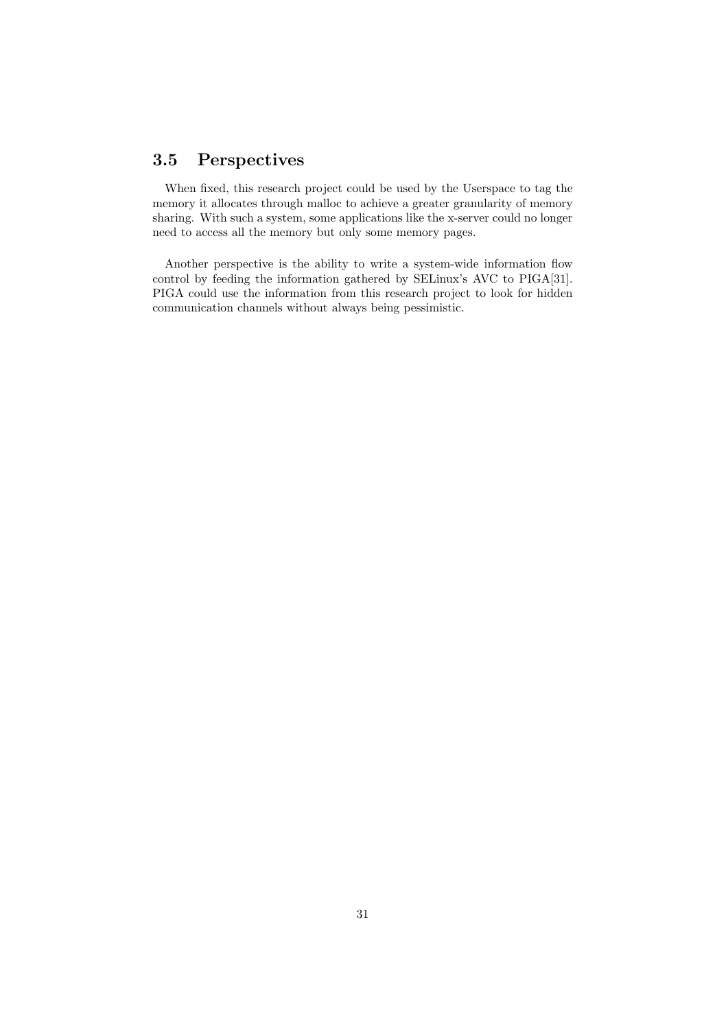## 3.5 Perspectives

When fixed, this research project could be used by the Userspace to tag the memory it allocates through malloc to achieve a greater granularity of memory sharing. With such a system, some applications like the x-server could no longer need to access all the memory but only some memory pages.

Another perspective is the ability to write a system-wide information flow control by feeding the information gathered by SELinux's AVC to PIGA[31]. PIGA could use the information from this research project to look for hidden communication channels without always being pessimistic.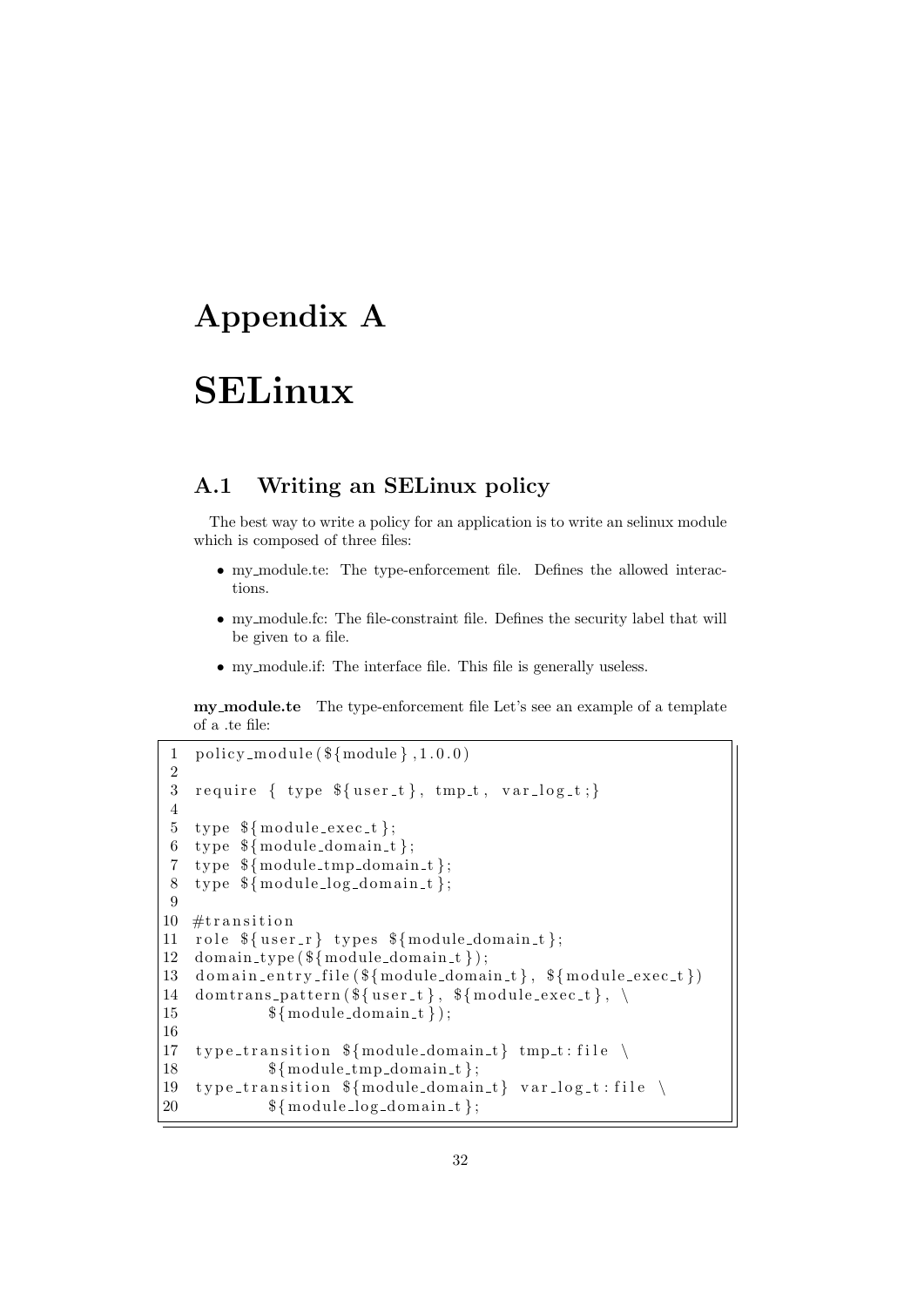# Appendix A

# SELinux

## A.1 Writing an SELinux policy

The best way to write a policy for an application is to write an selinux module which is composed of three files:

- my_module.te: The type-enforcement file. Defines the allowed interactions.
- my_module.fc: The file-constraint file. Defines the security label that will be given to a file.
- my_module.if: The interface file. This file is generally useless.

**my_module.te** The type-enforcement file Let's see an example of a template of a .te file:

```
1  policy_module(${module},1.0.0)
2
3  require { type ${user_t}, tmp_t, var_log_t;}
4
5  type ${module_exec_t};
6  type ${module_domain_t};
7  type ${module_tmp_domain_t};
8  type ${module_log_domain_t};
9
10 #transition
11 role ${user_r} types ${module_domain_t};
12 domain_type(${module_domain_t});
13 domain_entry_file(${module_domain_t}, ${module_exec_t})
14 domtrans_pattern(${user_t}, ${module_exec_t}, \
15         ${module_domain_t});
16
17 type_transition ${module_domain_t} tmp_t:file \
18         ${module_tmp_domain_t};
19 type_transition ${module_domain_t} var_log_t:file \
20         ${module_log_domain_t};
```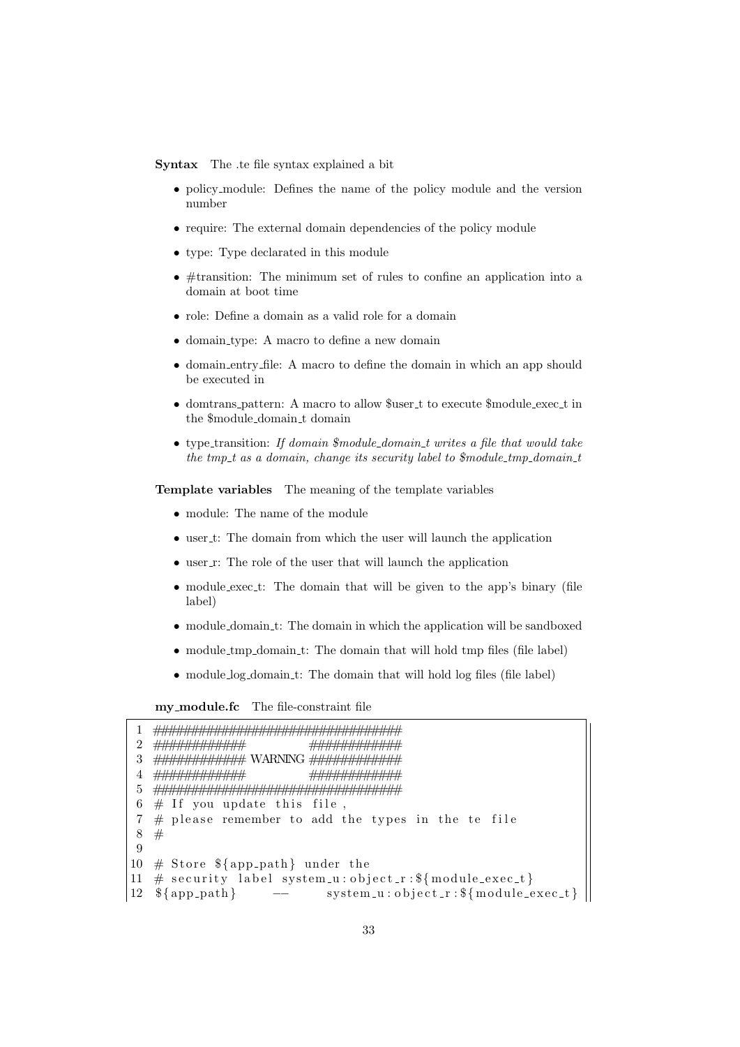**Syntax** The .te file syntax explained a bit

- policy_module: Defines the name of the policy module and the version number
- require: The external domain dependencies of the policy module
- type: Type declarated in this module
- #transition: The minimum set of rules to confine an application into a domain at boot time
- role: Define a domain as a valid role for a domain
- domain_type: A macro to define a new domain
- domain_entry_file: A macro to define the domain in which an app should be executed in
- domtrans_pattern: A macro to allow $user_t to execute $module_exec_t in the $module_domain_t domain
- type_transition: *If domain $module_domain_t writes a file that would take the tmp_t as a domain, change its security label to $module_tmp_domain_t*

**Template variables** The meaning of the template variables

- module: The name of the module
- user_t: The domain from which the user will launch the application
- user_r: The role of the user that will launch the application
- module_exec_t: The domain that will be given to the app's binary (file label)
- module_domain_t: The domain in which the application will be sandboxed
- module_tmp_domain_t: The domain that will hold tmp files (file label)
- module_log_domain_t: The domain that will hold log files (file label)

**my_module.fc** The file-constraint file

```
##################################
############            ############
############ WARNING ############
############            ############
##################################
# If you update this file,
# please remember to add the types in the te file
#

# Store ${app_path} under the
# security label system_u:object_r:${module_exec_t}
${app_path}      --      system_u:object_r:${module_exec_t}
```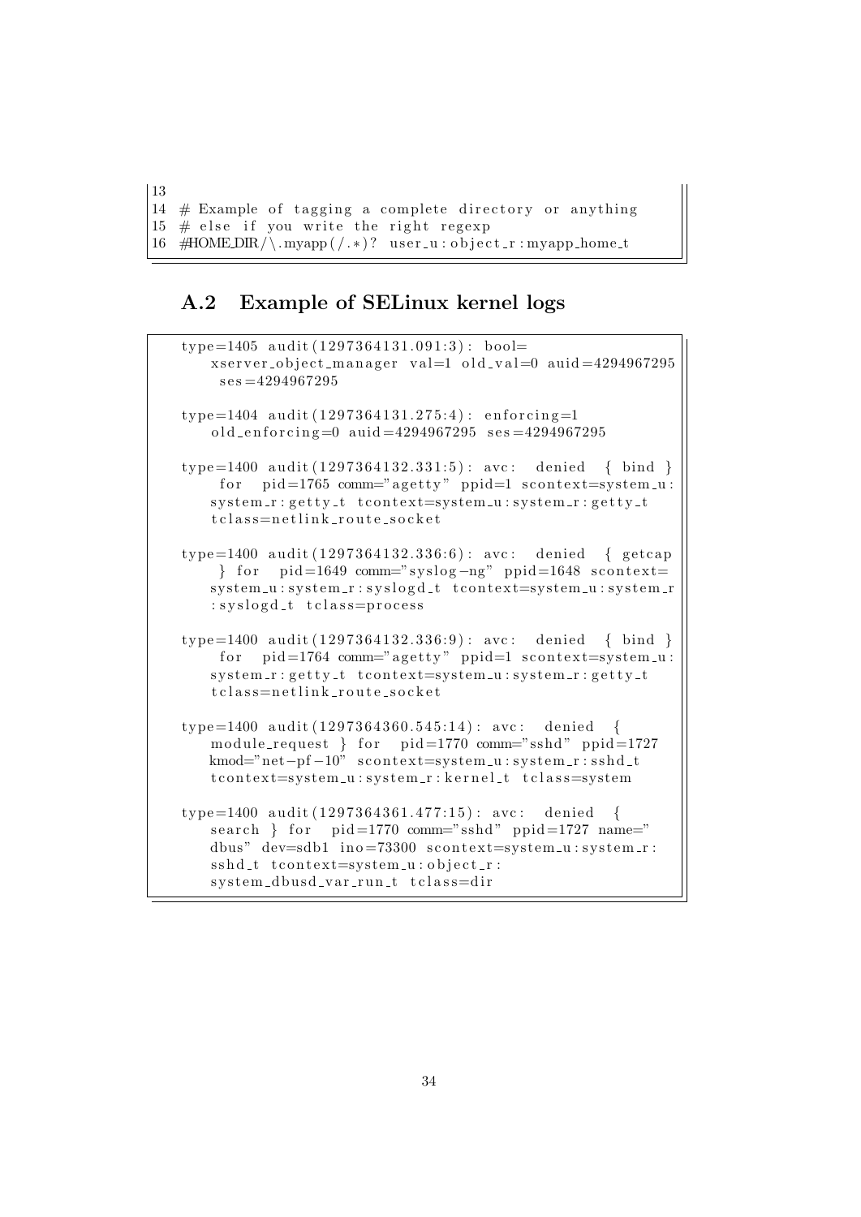```
13
14 # Example of tagging a complete directory or anything
15 # else if you write the right regexp
16 #HOME_DIR/\.myapp(/.*)? user_u:object_r:myapp_home_t
```

## A.2 Example of SELinux kernel logs

```
type=1405 audit(1297364131.091:3): bool=
    xserver_object_manager val=1 old_val=0 auid=4294967295
     ses=4294967295

type=1404 audit(1297364131.275:4): enforcing=1
    old_enforcing=0 auid=4294967295 ses=4294967295

type=1400 audit(1297364132.331:5): avc: denied { bind }
     for pid=1765 comm="agetty" ppid=1 scontext=system_u:
    system_r:getty_t tcontext=system_u:system_r:getty_t
    tclass=netlink_route_socket

type=1400 audit(1297364132.336:6): avc: denied { getcap
     } for pid=1649 comm="syslog-ng" ppid=1648 scontext=
    system_u:system_r:syslogd_t tcontext=system_u:system_r
    :syslogd_t tclass=process

type=1400 audit(1297364132.336:9): avc: denied { bind }
     for pid=1764 comm="agetty" ppid=1 scontext=system_u:
    system_r:getty_t tcontext=system_u:system_r:getty_t
    tclass=netlink_route_socket

type=1400 audit(1297364360.545:14): avc: denied {
    module_request } for pid=1770 comm="sshd" ppid=1727
    kmod="net-pf-10" scontext=system_u:system_r:sshd_t
    tcontext=system_u:system_r:kernel_t tclass=system

type=1400 audit(1297364361.477:15): avc: denied {
    search } for pid=1770 comm="sshd" ppid=1727 name="
    dbus" dev=sdb1 ino=73300 scontext=system_u:system_r:
    sshd_t tcontext=system_u:object_r:
    system_dbusd_var_run_t tclass=dir
```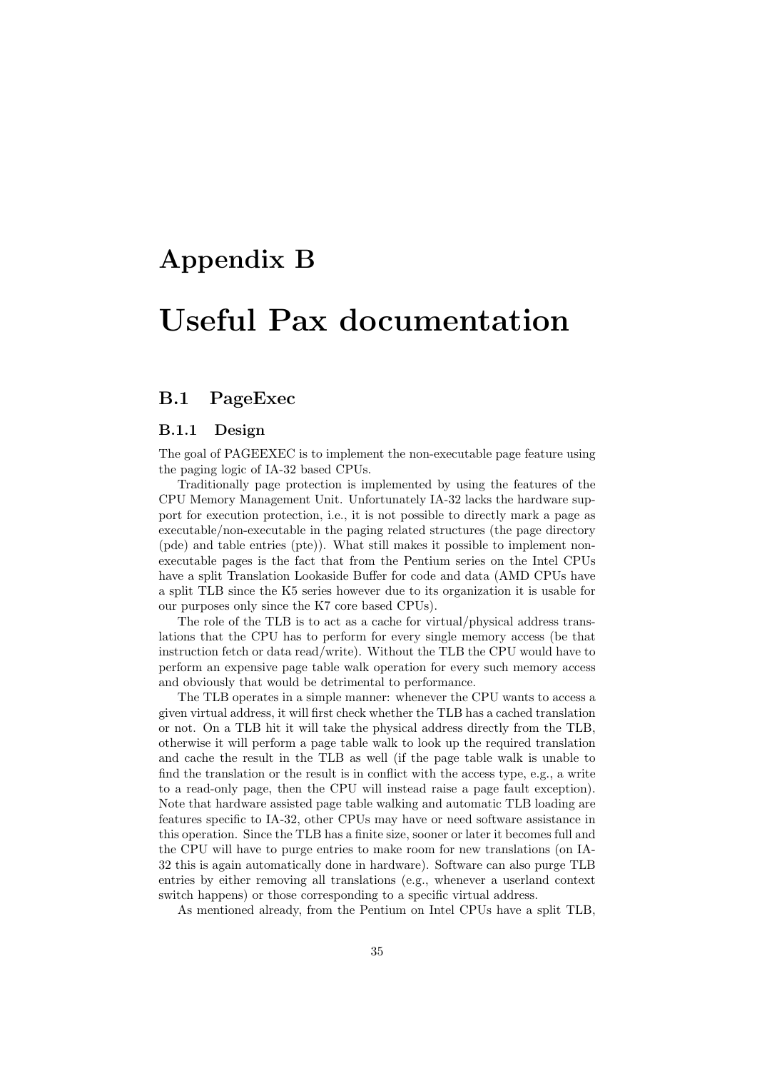# Appendix B

# Useful Pax documentation

## B.1 PageExec

### B.1.1 Design

The goal of PAGEEXEC is to implement the non-executable page feature using the paging logic of IA-32 based CPUs.

Traditionally page protection is implemented by using the features of the CPU Memory Management Unit. Unfortunately IA-32 lacks the hardware support for execution protection, i.e., it is not possible to directly mark a page as executable/non-executable in the paging related structures (the page directory (pde) and table entries (pte)). What still makes it possible to implement non-executable pages is the fact that from the Pentium series on the Intel CPUs have a split Translation Lookaside Buffer for code and data (AMD CPUs have a split TLB since the K5 series however due to its organization it is usable for our purposes only since the K7 core based CPUs).

The role of the TLB is to act as a cache for virtual/physical address translations that the CPU has to perform for every single memory access (be that instruction fetch or data read/write). Without the TLB the CPU would have to perform an expensive page table walk operation for every such memory access and obviously that would be detrimental to performance.

The TLB operates in a simple manner: whenever the CPU wants to access a given virtual address, it will first check whether the TLB has a cached translation or not. On a TLB hit it will take the physical address directly from the TLB, otherwise it will perform a page table walk to look up the required translation and cache the result in the TLB as well (if the page table walk is unable to find the translation or the result is in conflict with the access type, e.g., a write to a read-only page, then the CPU will instead raise a page fault exception). Note that hardware assisted page table walking and automatic TLB loading are features specific to IA-32, other CPUs may have or need software assistance in this operation. Since the TLB has a finite size, sooner or later it becomes full and the CPU will have to purge entries to make room for new translations (on IA-32 this is again automatically done in hardware). Software can also purge TLB entries by either removing all translations (e.g., whenever a userland context switch happens) or those corresponding to a specific virtual address.

As mentioned already, from the Pentium on Intel CPUs have a split TLB,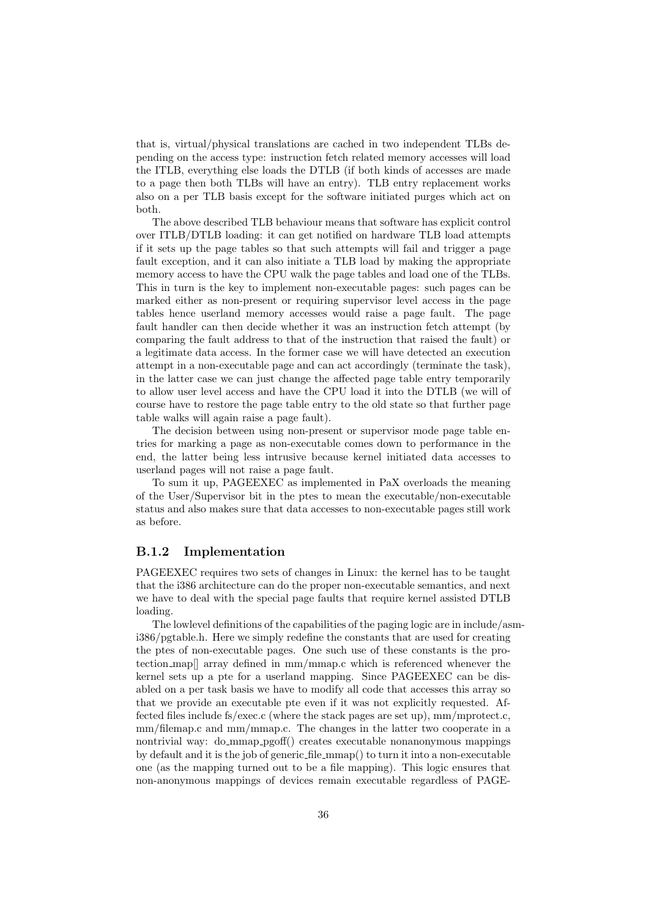that is, virtual/physical translations are cached in two independent TLBs depending on the access type: instruction fetch related memory accesses will load the ITLB, everything else loads the DTLB (if both kinds of accesses are made to a page then both TLBs will have an entry). TLB entry replacement works also on a per TLB basis except for the software initiated purges which act on both.

The above described TLB behaviour means that software has explicit control over ITLB/DTLB loading: it can get notified on hardware TLB load attempts if it sets up the page tables so that such attempts will fail and trigger a page fault exception, and it can also initiate a TLB load by making the appropriate memory access to have the CPU walk the page tables and load one of the TLBs. This in turn is the key to implement non-executable pages: such pages can be marked either as non-present or requiring supervisor level access in the page tables hence userland memory accesses would raise a page fault. The page fault handler can then decide whether it was an instruction fetch attempt (by comparing the fault address to that of the instruction that raised the fault) or a legitimate data access. In the former case we will have detected an execution attempt in a non-executable page and can act accordingly (terminate the task), in the latter case we can just change the affected page table entry temporarily to allow user level access and have the CPU load it into the DTLB (we will of course have to restore the page table entry to the old state so that further page table walks will again raise a page fault).

The decision between using non-present or supervisor mode page table entries for marking a page as non-executable comes down to performance in the end, the latter being less intrusive because kernel initiated data accesses to userland pages will not raise a page fault.

To sum it up, PAGEEXEC as implemented in PaX overloads the meaning of the User/Supervisor bit in the ptes to mean the executable/non-executable status and also makes sure that data accesses to non-executable pages still work as before.

### B.1.2 Implementation

PAGEEXEC requires two sets of changes in Linux: the kernel has to be taught that the i386 architecture can do the proper non-executable semantics, and next we have to deal with the special page faults that require kernel assisted DTLB loading.

The lowlevel definitions of the capabilities of the paging logic are in include/asm-i386/pgtable.h. Here we simply redefine the constants that are used for creating the ptes of non-executable pages. One such use of these constants is the protection_map[] array defined in mm/mmap.c which is referenced whenever the kernel sets up a pte for a userland mapping. Since PAGEEXEC can be disabled on a per task basis we have to modify all code that accesses this array so that we provide an executable pte even if it was not explicitly requested. Affected files include fs/exec.c (where the stack pages are set up), mm/mprotect.c, mm/filemap.c and mm/mmap.c. The changes in the latter two cooperate in a nontrivial way: do_mmap_pgoff() creates executable nonanonymous mappings by default and it is the job of generic_file_mmap() to turn it into a non-executable one (as the mapping turned out to be a file mapping). This logic ensures that non-anonymous mappings of devices remain executable regardless of PAGE-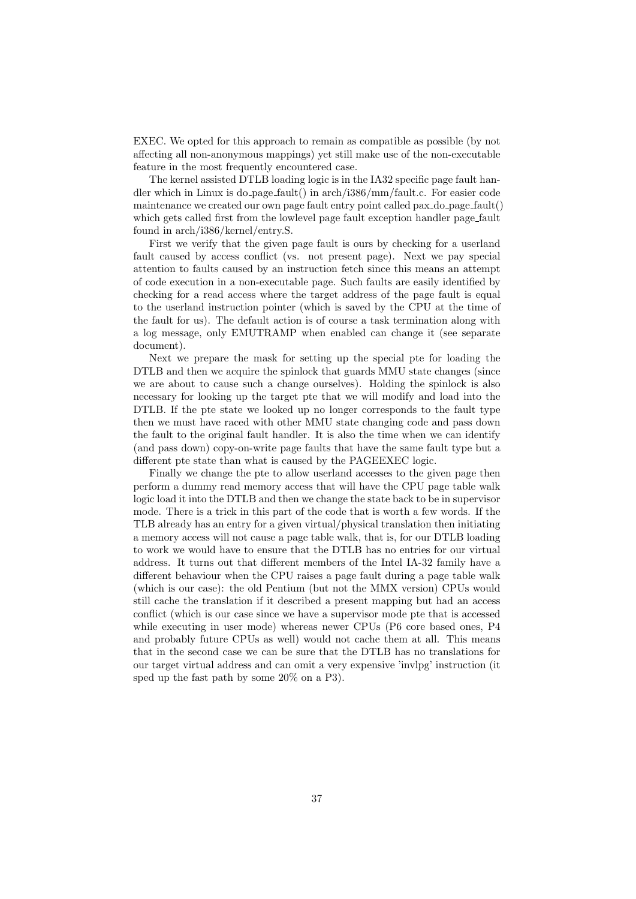EXEC. We opted for this approach to remain as compatible as possible (by not affecting all non-anonymous mappings) yet still make use of the non-executable feature in the most frequently encountered case.

The kernel assisted DTLB loading logic is in the IA32 specific page fault handler which in Linux is do_page_fault() in arch/i386/mm/fault.c. For easier code maintenance we created our own page fault entry point called pax_do_page_fault() which gets called first from the lowlevel page fault exception handler page_fault found in arch/i386/kernel/entry.S.

First we verify that the given page fault is ours by checking for a userland fault caused by access conflict (vs. not present page). Next we pay special attention to faults caused by an instruction fetch since this means an attempt of code execution in a non-executable page. Such faults are easily identified by checking for a read access where the target address of the page fault is equal to the userland instruction pointer (which is saved by the CPU at the time of the fault for us). The default action is of course a task termination along with a log message, only EMUTRAMP when enabled can change it (see separate document).

Next we prepare the mask for setting up the special pte for loading the DTLB and then we acquire the spinlock that guards MMU state changes (since we are about to cause such a change ourselves). Holding the spinlock is also necessary for looking up the target pte that we will modify and load into the DTLB. If the pte state we looked up no longer corresponds to the fault type then we must have raced with other MMU state changing code and pass down the fault to the original fault handler. It is also the time when we can identify (and pass down) copy-on-write page faults that have the same fault type but a different pte state than what is caused by the PAGEEXEC logic.

Finally we change the pte to allow userland accesses to the given page then perform a dummy read memory access that will have the CPU page table walk logic load it into the DTLB and then we change the state back to be in supervisor mode. There is a trick in this part of the code that is worth a few words. If the TLB already has an entry for a given virtual/physical translation then initiating a memory access will not cause a page table walk, that is, for our DTLB loading to work we would have to ensure that the DTLB has no entries for our virtual address. It turns out that different members of the Intel IA-32 family have a different behaviour when the CPU raises a page fault during a page table walk (which is our case): the old Pentium (but not the MMX version) CPUs would still cache the translation if it described a present mapping but had an access conflict (which is our case since we have a supervisor mode pte that is accessed while executing in user mode) whereas newer CPUs (P6 core based ones, P4 and probably future CPUs as well) would not cache them at all. This means that in the second case we can be sure that the DTLB has no translations for our target virtual address and can omit a very expensive 'invlpg' instruction (it sped up the fast path by some 20% on a P3).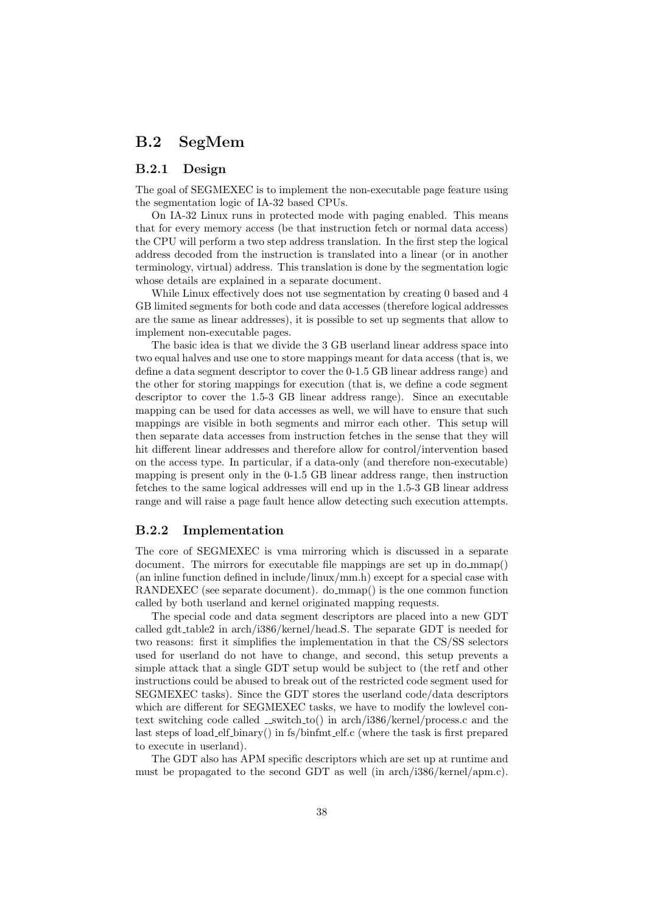## B.2 SegMem

### B.2.1 Design

The goal of SEGMEXEC is to implement the non-executable page feature using the segmentation logic of IA-32 based CPUs.

On IA-32 Linux runs in protected mode with paging enabled. This means that for every memory access (be that instruction fetch or normal data access) the CPU will perform a two step address translation. In the first step the logical address decoded from the instruction is translated into a linear (or in another terminology, virtual) address. This translation is done by the segmentation logic whose details are explained in a separate document.

While Linux effectively does not use segmentation by creating 0 based and 4 GB limited segments for both code and data accesses (therefore logical addresses are the same as linear addresses), it is possible to set up segments that allow to implement non-executable pages.

The basic idea is that we divide the 3 GB userland linear address space into two equal halves and use one to store mappings meant for data access (that is, we define a data segment descriptor to cover the 0-1.5 GB linear address range) and the other for storing mappings for execution (that is, we define a code segment descriptor to cover the 1.5-3 GB linear address range). Since an executable mapping can be used for data accesses as well, we will have to ensure that such mappings are visible in both segments and mirror each other. This setup will then separate data accesses from instruction fetches in the sense that they will hit different linear addresses and therefore allow for control/intervention based on the access type. In particular, if a data-only (and therefore non-executable) mapping is present only in the 0-1.5 GB linear address range, then instruction fetches to the same logical addresses will end up in the 1.5-3 GB linear address range and will raise a page fault hence allow detecting such execution attempts.

### B.2.2 Implementation

The core of SEGMEXEC is vma mirroring which is discussed in a separate document. The mirrors for executable file mappings are set up in do_mmap() (an inline function defined in include/linux/mm.h) except for a special case with RANDEXEC (see separate document). do_mmap() is the one common function called by both userland and kernel originated mapping requests.

The special code and data segment descriptors are placed into a new GDT called gdt_table2 in arch/i386/kernel/head.S. The separate GDT is needed for two reasons: first it simplifies the implementation in that the CS/SS selectors used for userland do not have to change, and second, this setup prevents a simple attack that a single GDT setup would be subject to (the retf and other instructions could be abused to break out of the restricted code segment used for SEGMEXEC tasks). Since the GDT stores the userland code/data descriptors which are different for SEGMEXEC tasks, we have to modify the lowlevel context switching code called __switch_to() in arch/i386/kernel/process.c and the last steps of load_elf_binary() in fs/binfmt_elf.c (where the task is first prepared to execute in userland).

The GDT also has APM specific descriptors which are set up at runtime and must be propagated to the second GDT as well (in arch/i386/kernel/apm.c).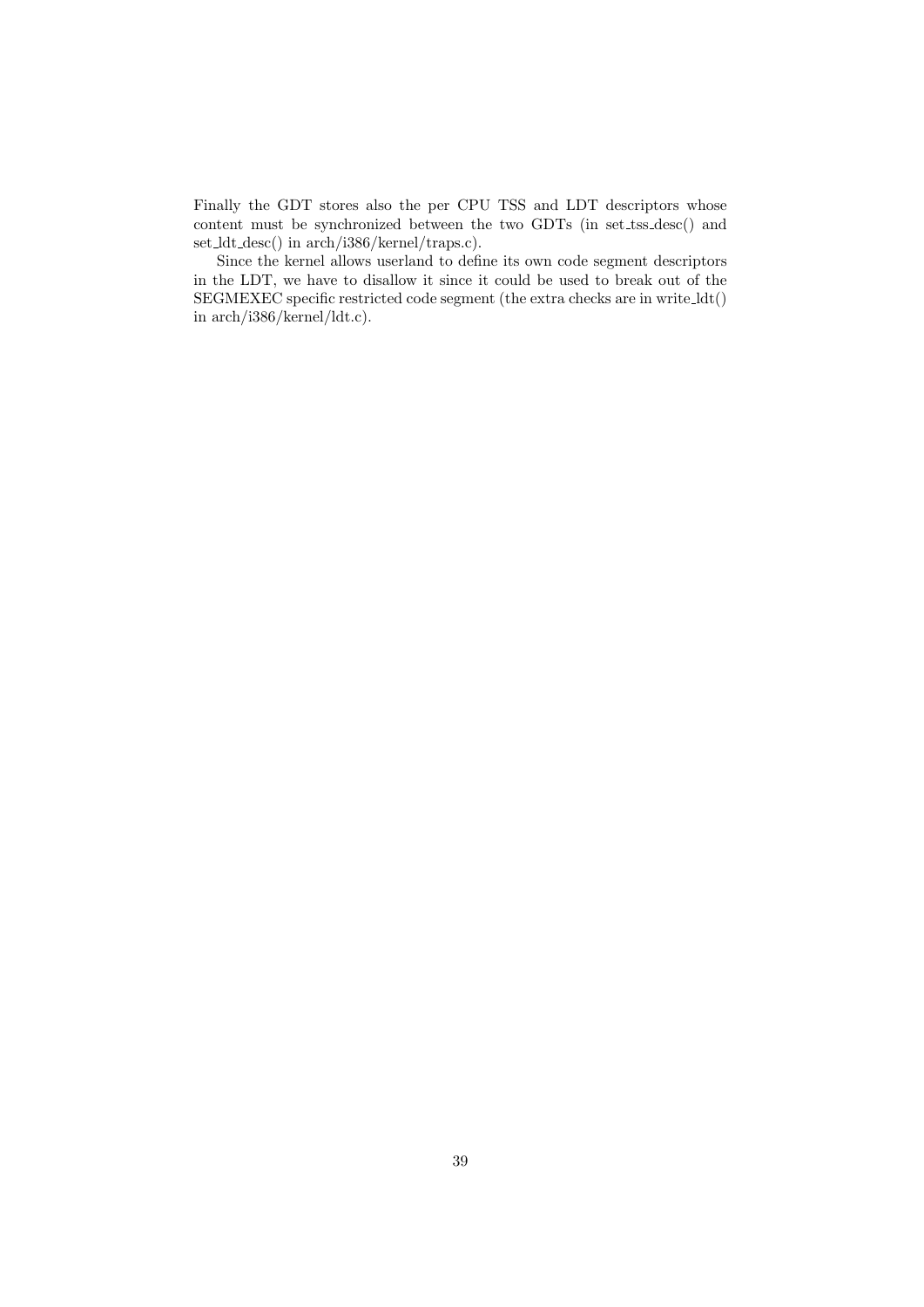Finally the GDT stores also the per CPU TSS and LDT descriptors whose content must be synchronized between the two GDTs (in set_tss_desc() and set_ldt_desc() in arch/i386/kernel/traps.c).

Since the kernel allows userland to define its own code segment descriptors in the LDT, we have to disallow it since it could be used to break out of the SEGMEXEC specific restricted code segment (the extra checks are in write_ldt() in arch/i386/kernel/ldt.c).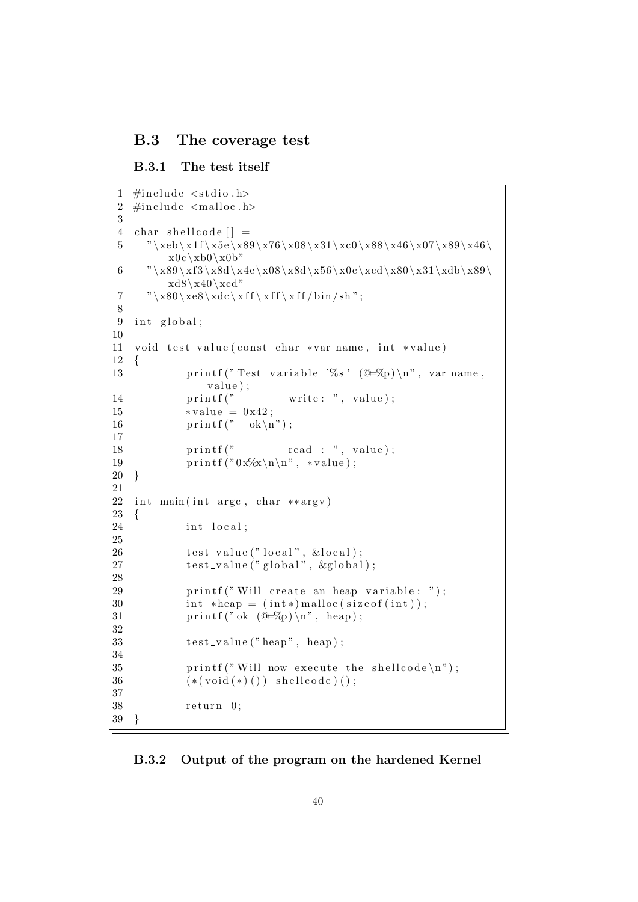## B.3 The coverage test

### B.3.1 The test itself

```c
#include <stdio.h>
#include <malloc.h>

char shellcode[] =
  "\xeb\x1f\x5e\x89\x76\x08\x31\xc0\x88\x46\x07\x89\x46\x0c\xb0\x0b"
  "\x89\xf3\x8d\x4e\x08\x8d\x56\x0c\xcd\x80\x31\xdb\x89\xd8\x40\xcd"
  "\x80\xe8\xdc\xff\xff\xff/bin/sh";

int global;

void test_value(const char *var_name, int *value)
{
        printf("Test variable '%s' (@=%p)\n", var_name, value);
        printf("        write: ", value);
        *value = 0x42;
        printf("  ok\n");

        printf("        read : ", value);
        printf("0x%x\n\n", *value);
}

int main(int argc, char **argv)
{
        int local;

        test_value("local", &local);
        test_value("global", &global);

        printf("Will create an heap variable: ");
        int *heap = (int*)malloc(sizeof(int));
        printf("ok (@=%p)\n", heap);

        test_value("heap", heap);

        printf("Will now execute the shellcode\n");
        (*(void(*)()) shellcode)();

        return 0;
}
```

### B.3.2 Output of the program on the hardened Kernel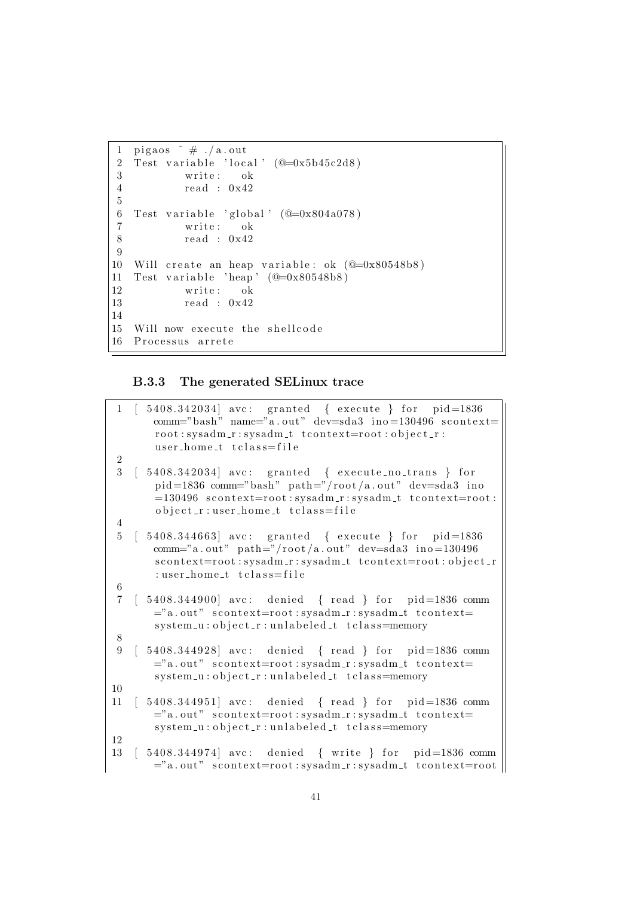```
pigaos ~ # ./a.out
Test variable 'local' (@=0x5b45c2d8)
        write:   ok
        read : 0x42

Test variable 'global' (@=0x804a078)
        write:   ok
        read : 0x42

Will create an heap variable: ok (@=0x80548b8)
Test variable 'heap' (@=0x80548b8)
        write:   ok
        read : 0x42

Will now execute the shellcode
Processus arrete
```

### B.3.3 The generated SELinux trace

```
[ 5408.342034] avc:  granted  { execute } for  pid=1836
    comm="bash" name="a.out" dev=sda3 ino=130496 scontext=
    root:sysadm_r:sysadm_t tcontext=root:object_r:
    user_home_t tclass=file

[ 5408.342034] avc:  granted  { execute_no_trans } for
    pid=1836 comm="bash" path="/root/a.out" dev=sda3 ino
    =130496 scontext=root:sysadm_r:sysadm_t tcontext=root:
    object_r:user_home_t tclass=file

[ 5408.344663] avc:  granted  { execute } for  pid=1836
    comm="a.out" path="/root/a.out" dev=sda3 ino=130496
    scontext=root:sysadm_r:sysadm_t tcontext=root:object_r
    :user_home_t tclass=file

[ 5408.344900] avc:  denied  { read } for  pid=1836 comm
    ="a.out" scontext=root:sysadm_r:sysadm_t tcontext=
    system_u:object_r:unlabeled_t tclass=memory

[ 5408.344928] avc:  denied  { read } for  pid=1836 comm
    ="a.out" scontext=root:sysadm_r:sysadm_t tcontext=
    system_u:object_r:unlabeled_t tclass=memory

[ 5408.344951] avc:  denied  { read } for  pid=1836 comm
    ="a.out" scontext=root:sysadm_r:sysadm_t tcontext=
    system_u:object_r:unlabeled_t tclass=memory

[ 5408.344974] avc:  denied  { write } for  pid=1836 comm
    ="a.out" scontext=root:sysadm_r:sysadm_t tcontext=root
```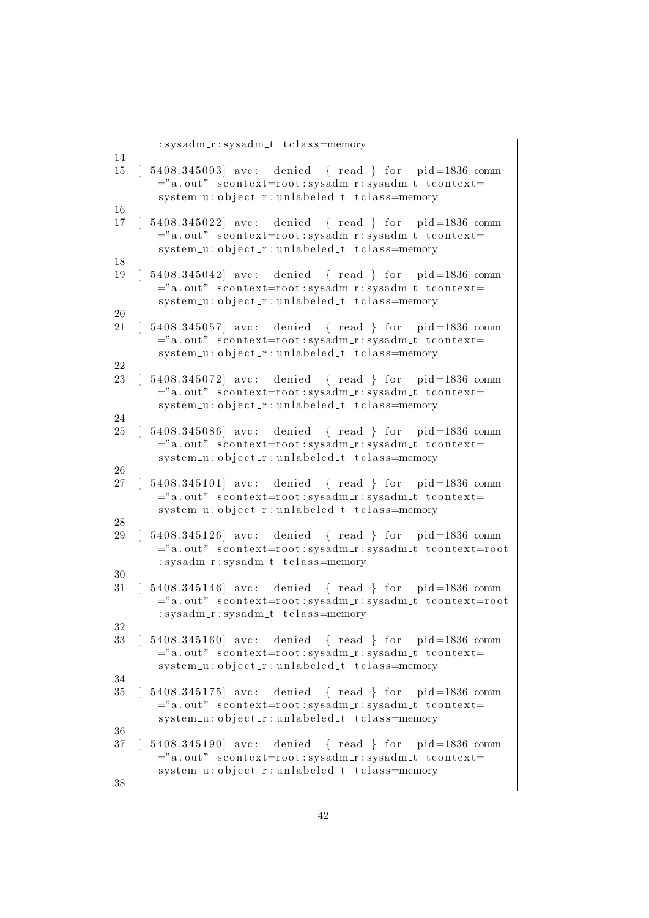```
    :sysadm_r:sysadm_t tclass=memory
14
15 [ 5408.345003] avc: denied { read } for pid=1836 comm
    ="a.out" scontext=root:sysadm_r:sysadm_t tcontext=
    system_u:object_r:unlabeled_t tclass=memory
16
17 [ 5408.345022] avc: denied { read } for pid=1836 comm
    ="a.out" scontext=root:sysadm_r:sysadm_t tcontext=
    system_u:object_r:unlabeled_t tclass=memory
18
19 [ 5408.345042] avc: denied { read } for pid=1836 comm
    ="a.out" scontext=root:sysadm_r:sysadm_t tcontext=
    system_u:object_r:unlabeled_t tclass=memory
20
21 [ 5408.345057] avc: denied { read } for pid=1836 comm
    ="a.out" scontext=root:sysadm_r:sysadm_t tcontext=
    system_u:object_r:unlabeled_t tclass=memory
22
23 [ 5408.345072] avc: denied { read } for pid=1836 comm
    ="a.out" scontext=root:sysadm_r:sysadm_t tcontext=
    system_u:object_r:unlabeled_t tclass=memory
24
25 [ 5408.345086] avc: denied { read } for pid=1836 comm
    ="a.out" scontext=root:sysadm_r:sysadm_t tcontext=
    system_u:object_r:unlabeled_t tclass=memory
26
27 [ 5408.345101] avc: denied { read } for pid=1836 comm
    ="a.out" scontext=root:sysadm_r:sysadm_t tcontext=
    system_u:object_r:unlabeled_t tclass=memory
28
29 [ 5408.345126] avc: denied { read } for pid=1836 comm
    ="a.out" scontext=root:sysadm_r:sysadm_t tcontext=root
    :sysadm_r:sysadm_t tclass=memory
30
31 [ 5408.345146] avc: denied { read } for pid=1836 comm
    ="a.out" scontext=root:sysadm_r:sysadm_t tcontext=root
    :sysadm_r:sysadm_t tclass=memory
32
33 [ 5408.345160] avc: denied { read } for pid=1836 comm
    ="a.out" scontext=root:sysadm_r:sysadm_t tcontext=
    system_u:object_r:unlabeled_t tclass=memory
34
35 [ 5408.345175] avc: denied { read } for pid=1836 comm
    ="a.out" scontext=root:sysadm_r:sysadm_t tcontext=
    system_u:object_r:unlabeled_t tclass=memory
36
37 [ 5408.345190] avc: denied { read } for pid=1836 comm
    ="a.out" scontext=root:sysadm_r:sysadm_t tcontext=
    system_u:object_r:unlabeled_t tclass=memory
38
```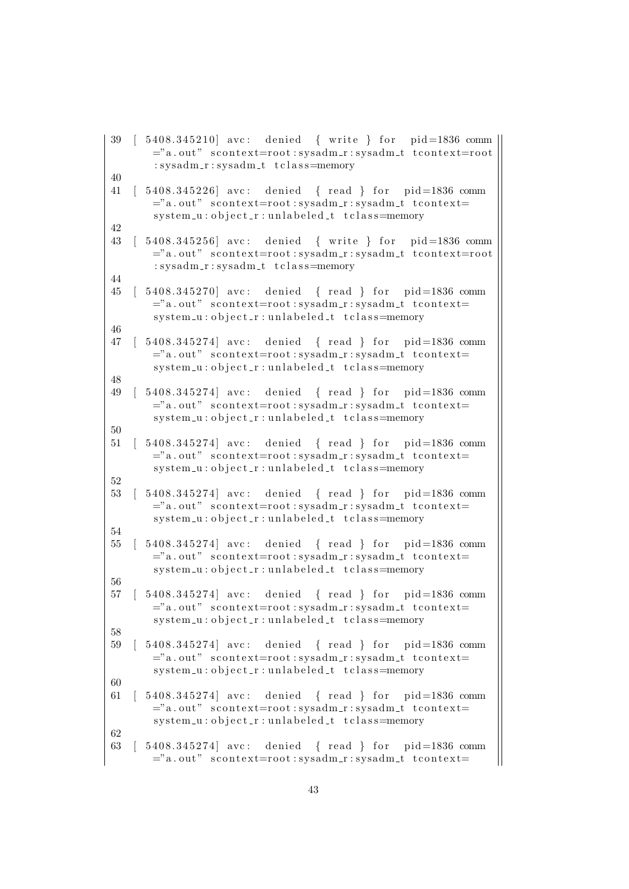```
39 [ 5408.345210] avc:  denied  { write } for  pid=1836 comm
    ="a.out" scontext=root:sysadm_r:sysadm_t tcontext=root
    :sysadm_r:sysadm_t tclass=memory
40
41 [ 5408.345226] avc:  denied  { read } for  pid=1836 comm
    ="a.out" scontext=root:sysadm_r:sysadm_t tcontext=
    system_u:object_r:unlabeled_t tclass=memory
42
43 [ 5408.345256] avc:  denied  { write } for  pid=1836 comm
    ="a.out" scontext=root:sysadm_r:sysadm_t tcontext=root
    :sysadm_r:sysadm_t tclass=memory
44
45 [ 5408.345270] avc:  denied  { read } for  pid=1836 comm
    ="a.out" scontext=root:sysadm_r:sysadm_t tcontext=
    system_u:object_r:unlabeled_t tclass=memory
46
47 [ 5408.345274] avc:  denied  { read } for  pid=1836 comm
    ="a.out" scontext=root:sysadm_r:sysadm_t tcontext=
    system_u:object_r:unlabeled_t tclass=memory
48
49 [ 5408.345274] avc:  denied  { read } for  pid=1836 comm
    ="a.out" scontext=root:sysadm_r:sysadm_t tcontext=
    system_u:object_r:unlabeled_t tclass=memory
50
51 [ 5408.345274] avc:  denied  { read } for  pid=1836 comm
    ="a.out" scontext=root:sysadm_r:sysadm_t tcontext=
    system_u:object_r:unlabeled_t tclass=memory
52
53 [ 5408.345274] avc:  denied  { read } for  pid=1836 comm
    ="a.out" scontext=root:sysadm_r:sysadm_t tcontext=
    system_u:object_r:unlabeled_t tclass=memory
54
55 [ 5408.345274] avc:  denied  { read } for  pid=1836 comm
    ="a.out" scontext=root:sysadm_r:sysadm_t tcontext=
    system_u:object_r:unlabeled_t tclass=memory
56
57 [ 5408.345274] avc:  denied  { read } for  pid=1836 comm
    ="a.out" scontext=root:sysadm_r:sysadm_t tcontext=
    system_u:object_r:unlabeled_t tclass=memory
58
59 [ 5408.345274] avc:  denied  { read } for  pid=1836 comm
    ="a.out" scontext=root:sysadm_r:sysadm_t tcontext=
    system_u:object_r:unlabeled_t tclass=memory
60
61 [ 5408.345274] avc:  denied  { read } for  pid=1836 comm
    ="a.out" scontext=root:sysadm_r:sysadm_t tcontext=
    system_u:object_r:unlabeled_t tclass=memory
62
63 [ 5408.345274] avc:  denied  { read } for  pid=1836 comm
    ="a.out" scontext=root:sysadm_r:sysadm_t tcontext=
```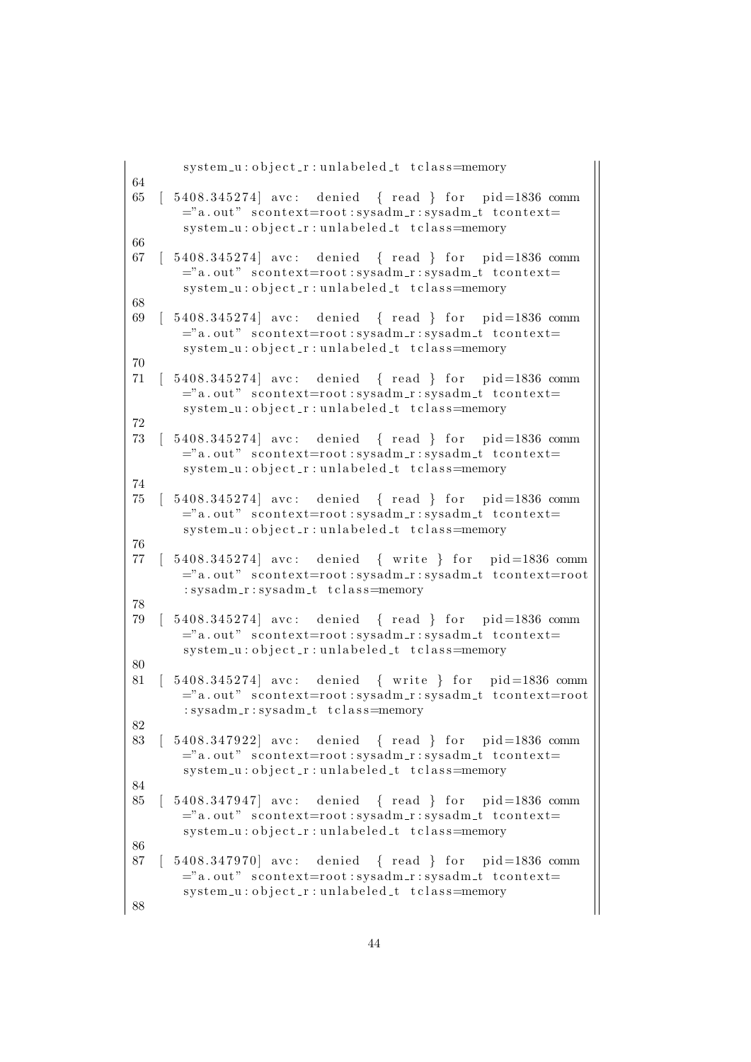```
    system_u:object_r:unlabeled_t tclass=memory
64
65  [ 5408.345274] avc:  denied  { read } for  pid=1836 comm
    ="a.out" scontext=root:sysadm_r:sysadm_t tcontext=
    system_u:object_r:unlabeled_t tclass=memory
66
67  [ 5408.345274] avc:  denied  { read } for  pid=1836 comm
    ="a.out" scontext=root:sysadm_r:sysadm_t tcontext=
    system_u:object_r:unlabeled_t tclass=memory
68
69  [ 5408.345274] avc:  denied  { read } for  pid=1836 comm
    ="a.out" scontext=root:sysadm_r:sysadm_t tcontext=
    system_u:object_r:unlabeled_t tclass=memory
70
71  [ 5408.345274] avc:  denied  { read } for  pid=1836 comm
    ="a.out" scontext=root:sysadm_r:sysadm_t tcontext=
    system_u:object_r:unlabeled_t tclass=memory
72
73  [ 5408.345274] avc:  denied  { read } for  pid=1836 comm
    ="a.out" scontext=root:sysadm_r:sysadm_t tcontext=
    system_u:object_r:unlabeled_t tclass=memory
74
75  [ 5408.345274] avc:  denied  { read } for  pid=1836 comm
    ="a.out" scontext=root:sysadm_r:sysadm_t tcontext=
    system_u:object_r:unlabeled_t tclass=memory
76
77  [ 5408.345274] avc:  denied  { write } for  pid=1836 comm
    ="a.out" scontext=root:sysadm_r:sysadm_t tcontext=root
    :sysadm_r:sysadm_t tclass=memory
78
79  [ 5408.345274] avc:  denied  { read } for  pid=1836 comm
    ="a.out" scontext=root:sysadm_r:sysadm_t tcontext=
    system_u:object_r:unlabeled_t tclass=memory
80
81  [ 5408.345274] avc:  denied  { write } for  pid=1836 comm
    ="a.out" scontext=root:sysadm_r:sysadm_t tcontext=root
    :sysadm_r:sysadm_t tclass=memory
82
83  [ 5408.347922] avc:  denied  { read } for  pid=1836 comm
    ="a.out" scontext=root:sysadm_r:sysadm_t tcontext=
    system_u:object_r:unlabeled_t tclass=memory
84
85  [ 5408.347947] avc:  denied  { read } for  pid=1836 comm
    ="a.out" scontext=root:sysadm_r:sysadm_t tcontext=
    system_u:object_r:unlabeled_t tclass=memory
86
87  [ 5408.347970] avc:  denied  { read } for  pid=1836 comm
    ="a.out" scontext=root:sysadm_r:sysadm_t tcontext=
    system_u:object_r:unlabeled_t tclass=memory
88
```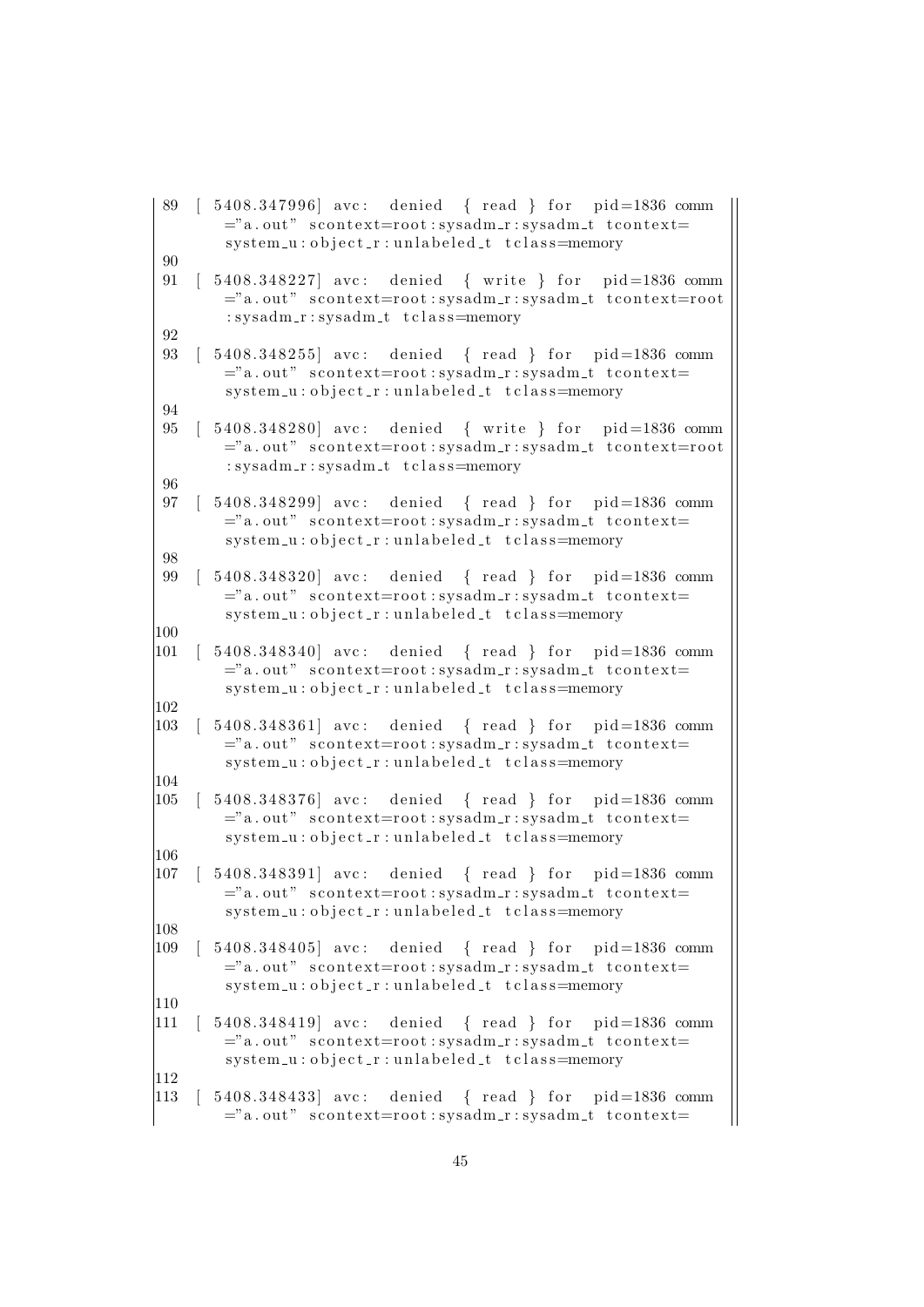```
89  [ 5408.347996] avc:  denied  { read } for  pid=1836 comm
    ="a.out" scontext=root:sysadm_r:sysadm_t tcontext=
    system_u:object_r:unlabeled_t tclass=memory
90
91  [ 5408.348227] avc:  denied  { write } for  pid=1836 comm
    ="a.out" scontext=root:sysadm_r:sysadm_t tcontext=root
    :sysadm_r:sysadm_t tclass=memory
92
93  [ 5408.348255] avc:  denied  { read } for  pid=1836 comm
    ="a.out" scontext=root:sysadm_r:sysadm_t tcontext=
    system_u:object_r:unlabeled_t tclass=memory
94
95  [ 5408.348280] avc:  denied  { write } for  pid=1836 comm
    ="a.out" scontext=root:sysadm_r:sysadm_t tcontext=root
    :sysadm_r:sysadm_t tclass=memory
96
97  [ 5408.348299] avc:  denied  { read } for  pid=1836 comm
    ="a.out" scontext=root:sysadm_r:sysadm_t tcontext=
    system_u:object_r:unlabeled_t tclass=memory
98
99  [ 5408.348320] avc:  denied  { read } for  pid=1836 comm
    ="a.out" scontext=root:sysadm_r:sysadm_t tcontext=
    system_u:object_r:unlabeled_t tclass=memory
100
101 [ 5408.348340] avc:  denied  { read } for  pid=1836 comm
    ="a.out" scontext=root:sysadm_r:sysadm_t tcontext=
    system_u:object_r:unlabeled_t tclass=memory
102
103 [ 5408.348361] avc:  denied  { read } for  pid=1836 comm
    ="a.out" scontext=root:sysadm_r:sysadm_t tcontext=
    system_u:object_r:unlabeled_t tclass=memory
104
105 [ 5408.348376] avc:  denied  { read } for  pid=1836 comm
    ="a.out" scontext=root:sysadm_r:sysadm_t tcontext=
    system_u:object_r:unlabeled_t tclass=memory
106
107 [ 5408.348391] avc:  denied  { read } for  pid=1836 comm
    ="a.out" scontext=root:sysadm_r:sysadm_t tcontext=
    system_u:object_r:unlabeled_t tclass=memory
108
109 [ 5408.348405] avc:  denied  { read } for  pid=1836 comm
    ="a.out" scontext=root:sysadm_r:sysadm_t tcontext=
    system_u:object_r:unlabeled_t tclass=memory
110
111 [ 5408.348419] avc:  denied  { read } for  pid=1836 comm
    ="a.out" scontext=root:sysadm_r:sysadm_t tcontext=
    system_u:object_r:unlabeled_t tclass=memory
112
113 [ 5408.348433] avc:  denied  { read } for  pid=1836 comm
    ="a.out" scontext=root:sysadm_r:sysadm_t tcontext=
```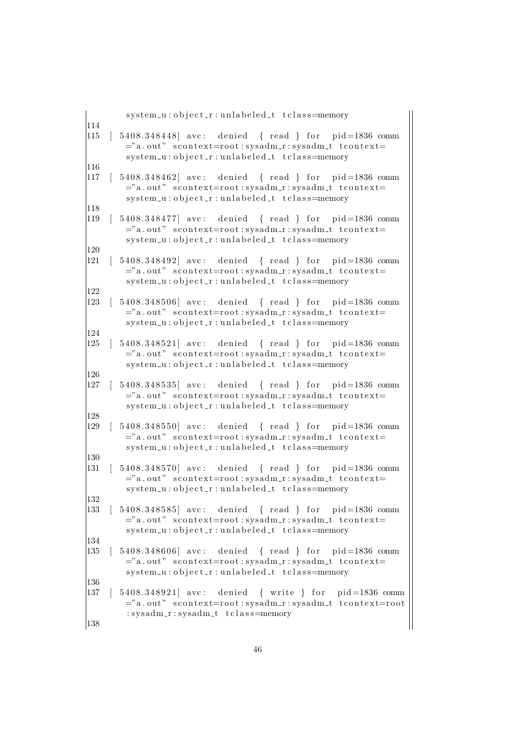```
        system_u:object_r:unlabeled_t tclass=memory
114
115  [ 5408.348448] avc:  denied  { read } for  pid=1836 comm
        ="a.out" scontext=root:sysadm_r:sysadm_t tcontext=
        system_u:object_r:unlabeled_t tclass=memory
116
117  [ 5408.348462] avc:  denied  { read } for  pid=1836 comm
        ="a.out" scontext=root:sysadm_r:sysadm_t tcontext=
        system_u:object_r:unlabeled_t tclass=memory
118
119  [ 5408.348477] avc:  denied  { read } for  pid=1836 comm
        ="a.out" scontext=root:sysadm_r:sysadm_t tcontext=
        system_u:object_r:unlabeled_t tclass=memory
120
121  [ 5408.348492] avc:  denied  { read } for  pid=1836 comm
        ="a.out" scontext=root:sysadm_r:sysadm_t tcontext=
        system_u:object_r:unlabeled_t tclass=memory
122
123  [ 5408.348506] avc:  denied  { read } for  pid=1836 comm
        ="a.out" scontext=root:sysadm_r:sysadm_t tcontext=
        system_u:object_r:unlabeled_t tclass=memory
124
125  [ 5408.348521] avc:  denied  { read } for  pid=1836 comm
        ="a.out" scontext=root:sysadm_r:sysadm_t tcontext=
        system_u:object_r:unlabeled_t tclass=memory
126
127  [ 5408.348535] avc:  denied  { read } for  pid=1836 comm
        ="a.out" scontext=root:sysadm_r:sysadm_t tcontext=
        system_u:object_r:unlabeled_t tclass=memory
128
129  [ 5408.348550] avc:  denied  { read } for  pid=1836 comm
        ="a.out" scontext=root:sysadm_r:sysadm_t tcontext=
        system_u:object_r:unlabeled_t tclass=memory
130
131  [ 5408.348570] avc:  denied  { read } for  pid=1836 comm
        ="a.out" scontext=root:sysadm_r:sysadm_t tcontext=
        system_u:object_r:unlabeled_t tclass=memory
132
133  [ 5408.348585] avc:  denied  { read } for  pid=1836 comm
        ="a.out" scontext=root:sysadm_r:sysadm_t tcontext=
        system_u:object_r:unlabeled_t tclass=memory
134
135  [ 5408.348606] avc:  denied  { read } for  pid=1836 comm
        ="a.out" scontext=root:sysadm_r:sysadm_t tcontext=
        system_u:object_r:unlabeled_t tclass=memory
136
137  [ 5408.348921] avc:  denied  { write } for  pid=1836 comm
        ="a.out" scontext=root:sysadm_r:sysadm_t tcontext=root
        :sysadm_r:sysadm_t tclass=memory
138
```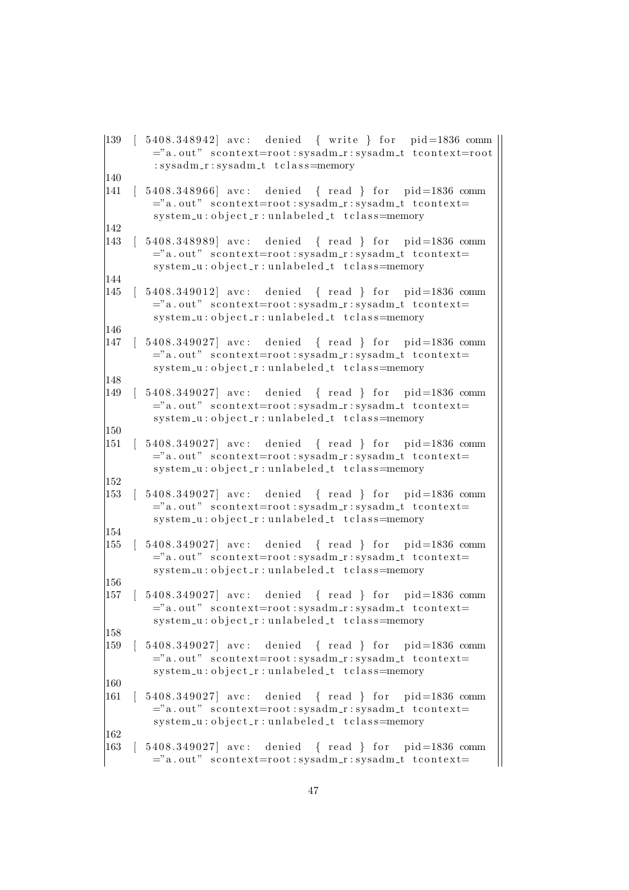```
139  [ 5408.348942] avc:  denied  { write } for  pid=1836 comm
     ="a.out" scontext=root:sysadm_r:sysadm_t tcontext=root
     :sysadm_r:sysadm_t tclass=memory
140
141  [ 5408.348966] avc:  denied  { read } for  pid=1836 comm
     ="a.out" scontext=root:sysadm_r:sysadm_t tcontext=
     system_u:object_r:unlabeled_t tclass=memory
142
143  [ 5408.348989] avc:  denied  { read } for  pid=1836 comm
     ="a.out" scontext=root:sysadm_r:sysadm_t tcontext=
     system_u:object_r:unlabeled_t tclass=memory
144
145  [ 5408.349012] avc:  denied  { read } for  pid=1836 comm
     ="a.out" scontext=root:sysadm_r:sysadm_t tcontext=
     system_u:object_r:unlabeled_t tclass=memory
146
147  [ 5408.349027] avc:  denied  { read } for  pid=1836 comm
     ="a.out" scontext=root:sysadm_r:sysadm_t tcontext=
     system_u:object_r:unlabeled_t tclass=memory
148
149  [ 5408.349027] avc:  denied  { read } for  pid=1836 comm
     ="a.out" scontext=root:sysadm_r:sysadm_t tcontext=
     system_u:object_r:unlabeled_t tclass=memory
150
151  [ 5408.349027] avc:  denied  { read } for  pid=1836 comm
     ="a.out" scontext=root:sysadm_r:sysadm_t tcontext=
     system_u:object_r:unlabeled_t tclass=memory
152
153  [ 5408.349027] avc:  denied  { read } for  pid=1836 comm
     ="a.out" scontext=root:sysadm_r:sysadm_t tcontext=
     system_u:object_r:unlabeled_t tclass=memory
154
155  [ 5408.349027] avc:  denied  { read } for  pid=1836 comm
     ="a.out" scontext=root:sysadm_r:sysadm_t tcontext=
     system_u:object_r:unlabeled_t tclass=memory
156
157  [ 5408.349027] avc:  denied  { read } for  pid=1836 comm
     ="a.out" scontext=root:sysadm_r:sysadm_t tcontext=
     system_u:object_r:unlabeled_t tclass=memory
158
159  [ 5408.349027] avc:  denied  { read } for  pid=1836 comm
     ="a.out" scontext=root:sysadm_r:sysadm_t tcontext=
     system_u:object_r:unlabeled_t tclass=memory
160
161  [ 5408.349027] avc:  denied  { read } for  pid=1836 comm
     ="a.out" scontext=root:sysadm_r:sysadm_t tcontext=
     system_u:object_r:unlabeled_t tclass=memory
162
163  [ 5408.349027] avc:  denied  { read } for  pid=1836 comm
     ="a.out" scontext=root:sysadm_r:sysadm_t tcontext=
```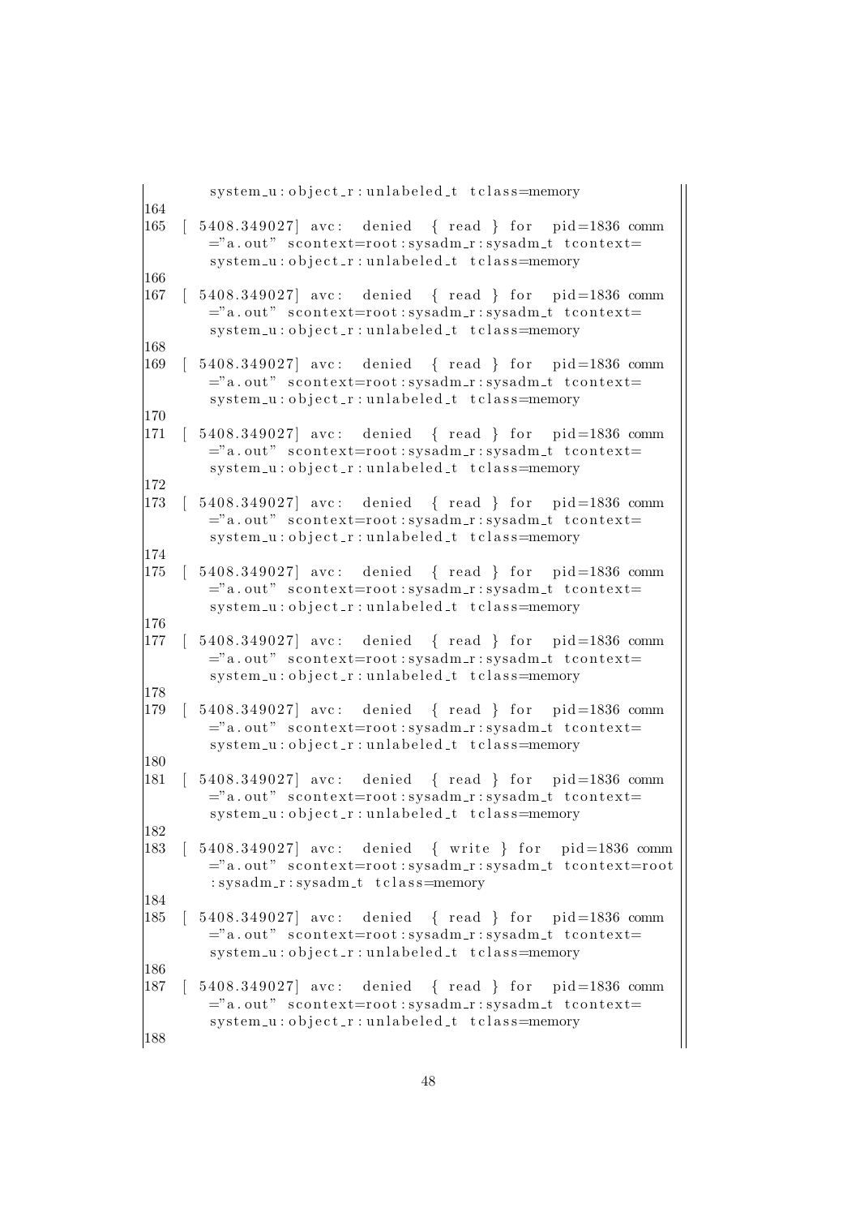```
      system_u:object_r:unlabeled_t tclass=memory
164
165 [ 5408.349027] avc: denied { read } for pid=1836 comm
      ="a.out" scontext=root:sysadm_r:sysadm_t tcontext=
      system_u:object_r:unlabeled_t tclass=memory
166
167 [ 5408.349027] avc: denied { read } for pid=1836 comm
      ="a.out" scontext=root:sysadm_r:sysadm_t tcontext=
      system_u:object_r:unlabeled_t tclass=memory
168
169 [ 5408.349027] avc: denied { read } for pid=1836 comm
      ="a.out" scontext=root:sysadm_r:sysadm_t tcontext=
      system_u:object_r:unlabeled_t tclass=memory
170
171 [ 5408.349027] avc: denied { read } for pid=1836 comm
      ="a.out" scontext=root:sysadm_r:sysadm_t tcontext=
      system_u:object_r:unlabeled_t tclass=memory
172
173 [ 5408.349027] avc: denied { read } for pid=1836 comm
      ="a.out" scontext=root:sysadm_r:sysadm_t tcontext=
      system_u:object_r:unlabeled_t tclass=memory
174
175 [ 5408.349027] avc: denied { read } for pid=1836 comm
      ="a.out" scontext=root:sysadm_r:sysadm_t tcontext=
      system_u:object_r:unlabeled_t tclass=memory
176
177 [ 5408.349027] avc: denied { read } for pid=1836 comm
      ="a.out" scontext=root:sysadm_r:sysadm_t tcontext=
      system_u:object_r:unlabeled_t tclass=memory
178
179 [ 5408.349027] avc: denied { read } for pid=1836 comm
      ="a.out" scontext=root:sysadm_r:sysadm_t tcontext=
      system_u:object_r:unlabeled_t tclass=memory
180
181 [ 5408.349027] avc: denied { read } for pid=1836 comm
      ="a.out" scontext=root:sysadm_r:sysadm_t tcontext=
      system_u:object_r:unlabeled_t tclass=memory
182
183 [ 5408.349027] avc: denied { write } for pid=1836 comm
      ="a.out" scontext=root:sysadm_r:sysadm_t tcontext=root
      :sysadm_r:sysadm_t tclass=memory
184
185 [ 5408.349027] avc: denied { read } for pid=1836 comm
      ="a.out" scontext=root:sysadm_r:sysadm_t tcontext=
      system_u:object_r:unlabeled_t tclass=memory
186
187 [ 5408.349027] avc: denied { read } for pid=1836 comm
      ="a.out" scontext=root:sysadm_r:sysadm_t tcontext=
      system_u:object_r:unlabeled_t tclass=memory
188
```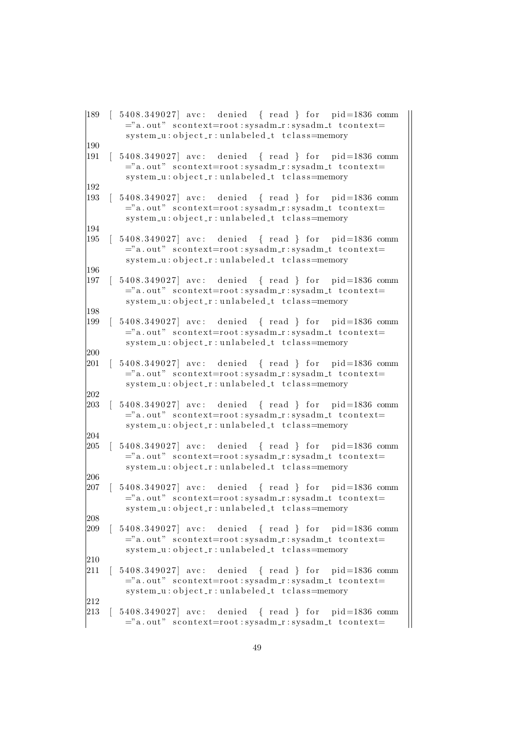```
189 [ 5408.349027] avc:  denied  { read } for  pid=1836 comm
      ="a.out" scontext=root:sysadm_r:sysadm_t tcontext=
      system_u:object_r:unlabeled_t tclass=memory
190
191 [ 5408.349027] avc:  denied  { read } for  pid=1836 comm
      ="a.out" scontext=root:sysadm_r:sysadm_t tcontext=
      system_u:object_r:unlabeled_t tclass=memory
192
193 [ 5408.349027] avc:  denied  { read } for  pid=1836 comm
      ="a.out" scontext=root:sysadm_r:sysadm_t tcontext=
      system_u:object_r:unlabeled_t tclass=memory
194
195 [ 5408.349027] avc:  denied  { read } for  pid=1836 comm
      ="a.out" scontext=root:sysadm_r:sysadm_t tcontext=
      system_u:object_r:unlabeled_t tclass=memory
196
197 [ 5408.349027] avc:  denied  { read } for  pid=1836 comm
      ="a.out" scontext=root:sysadm_r:sysadm_t tcontext=
      system_u:object_r:unlabeled_t tclass=memory
198
199 [ 5408.349027] avc:  denied  { read } for  pid=1836 comm
      ="a.out" scontext=root:sysadm_r:sysadm_t tcontext=
      system_u:object_r:unlabeled_t tclass=memory
200
201 [ 5408.349027] avc:  denied  { read } for  pid=1836 comm
      ="a.out" scontext=root:sysadm_r:sysadm_t tcontext=
      system_u:object_r:unlabeled_t tclass=memory
202
203 [ 5408.349027] avc:  denied  { read } for  pid=1836 comm
      ="a.out" scontext=root:sysadm_r:sysadm_t tcontext=
      system_u:object_r:unlabeled_t tclass=memory
204
205 [ 5408.349027] avc:  denied  { read } for  pid=1836 comm
      ="a.out" scontext=root:sysadm_r:sysadm_t tcontext=
      system_u:object_r:unlabeled_t tclass=memory
206
207 [ 5408.349027] avc:  denied  { read } for  pid=1836 comm
      ="a.out" scontext=root:sysadm_r:sysadm_t tcontext=
      system_u:object_r:unlabeled_t tclass=memory
208
209 [ 5408.349027] avc:  denied  { read } for  pid=1836 comm
      ="a.out" scontext=root:sysadm_r:sysadm_t tcontext=
      system_u:object_r:unlabeled_t tclass=memory
210
211 [ 5408.349027] avc:  denied  { read } for  pid=1836 comm
      ="a.out" scontext=root:sysadm_r:sysadm_t tcontext=
      system_u:object_r:unlabeled_t tclass=memory
212
213 [ 5408.349027] avc:  denied  { read } for  pid=1836 comm
      ="a.out" scontext=root:sysadm_r:sysadm_t tcontext=
```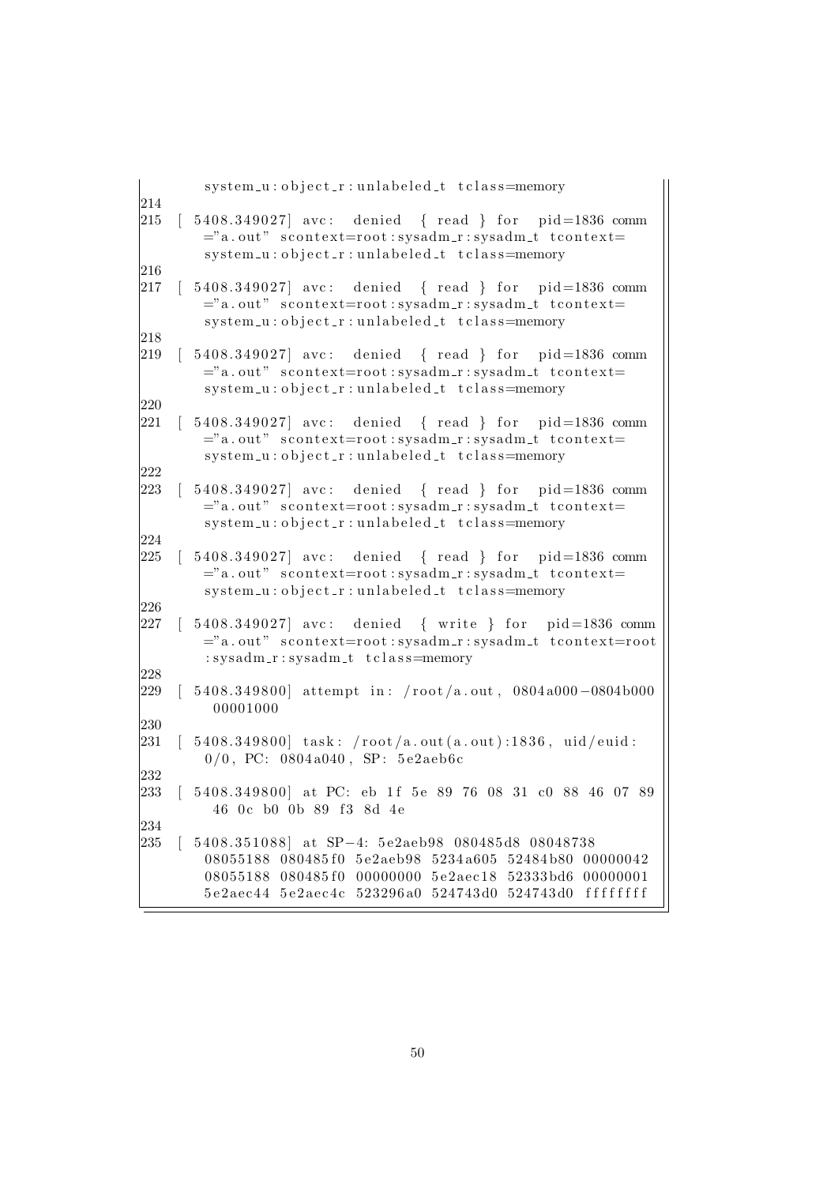```
    system_u:object_r:unlabeled_t tclass=memory
214
215 [ 5408.349027] avc:  denied  { read } for  pid=1836 comm
    ="a.out" scontext=root:sysadm_r:sysadm_t tcontext=
    system_u:object_r:unlabeled_t tclass=memory
216
217 [ 5408.349027] avc:  denied  { read } for  pid=1836 comm
    ="a.out" scontext=root:sysadm_r:sysadm_t tcontext=
    system_u:object_r:unlabeled_t tclass=memory
218
219 [ 5408.349027] avc:  denied  { read } for  pid=1836 comm
    ="a.out" scontext=root:sysadm_r:sysadm_t tcontext=
    system_u:object_r:unlabeled_t tclass=memory
220
221 [ 5408.349027] avc:  denied  { read } for  pid=1836 comm
    ="a.out" scontext=root:sysadm_r:sysadm_t tcontext=
    system_u:object_r:unlabeled_t tclass=memory
222
223 [ 5408.349027] avc:  denied  { read } for  pid=1836 comm
    ="a.out" scontext=root:sysadm_r:sysadm_t tcontext=
    system_u:object_r:unlabeled_t tclass=memory
224
225 [ 5408.349027] avc:  denied  { read } for  pid=1836 comm
    ="a.out" scontext=root:sysadm_r:sysadm_t tcontext=
    system_u:object_r:unlabeled_t tclass=memory
226
227 [ 5408.349027] avc:  denied  { write } for  pid=1836 comm
    ="a.out" scontext=root:sysadm_r:sysadm_t tcontext=root
    :sysadm_r:sysadm_t tclass=memory
228
229 [ 5408.349800] attempt in: /root/a.out, 0804a000-0804b000
     00001000
230
231 [ 5408.349800] task: /root/a.out(a.out):1836, uid/euid:
     0/0, PC: 0804a040, SP: 5e2aeb6c
232
233 [ 5408.349800] at PC: eb 1f 5e 89 76 08 31 c0 88 46 07 89
     46 0c b0 0b 89 f3 8d 4e
234
235 [ 5408.351088] at SP-4: 5e2aeb98 080485d8 08048738
    08055188 080485f0 5e2aeb98 5234a605 52484b80 00000042
    08055188 080485f0 00000000 5e2aec18 52333bd6 00000001
    5e2aec44 5e2aec4c 523296a0 524743d0 524743d0 ffffffff
```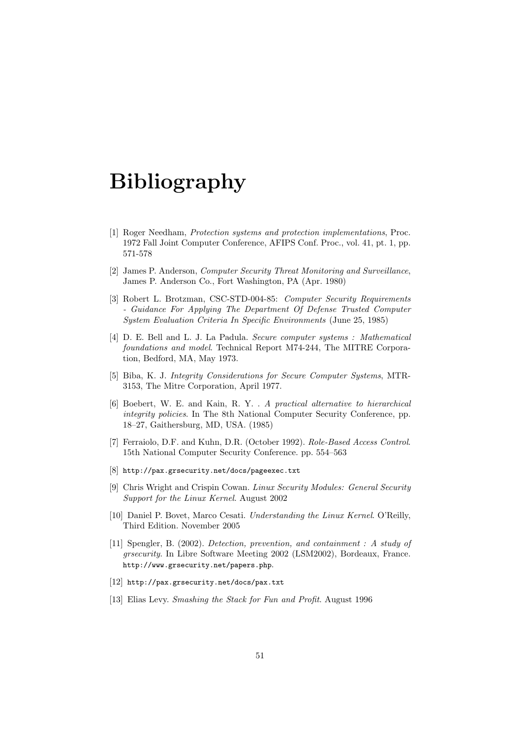# Bibliography

[1] Roger Needham, *Protection systems and protection implementations*, Proc. 1972 Fall Joint Computer Conference, AFIPS Conf. Proc., vol. 41, pt. 1, pp. 571-578

[2] James P. Anderson, *Computer Security Threat Monitoring and Surveillance*, James P. Anderson Co., Fort Washington, PA (Apr. 1980)

[3] Robert L. Brotzman, CSC-STD-004-85: *Computer Security Requirements - Guidance For Applying The Department Of Defense Trusted Computer System Evaluation Criteria In Specific Environments* (June 25, 1985)

[4] D. E. Bell and L. J. La Padula. *Secure computer systems : Mathematical foundations and model*. Technical Report M74-244, The MITRE Corporation, Bedford, MA, May 1973.

[5] Biba, K. J. *Integrity Considerations for Secure Computer Systems*, MTR-3153, The Mitre Corporation, April 1977.

[6] Boebert, W. E. and Kain, R. Y. . *A practical alternative to hierarchical integrity policies*. In The 8th National Computer Security Conference, pp. 18–27, Gaithersburg, MD, USA. (1985)

[7] Ferraiolo, D.F. and Kuhn, D.R. (October 1992). *Role-Based Access Control*. 15th National Computer Security Conference. pp. 554–563

[8] `http://pax.grsecurity.net/docs/pageexec.txt`

[9] Chris Wright and Crispin Cowan. *Linux Security Modules: General Security Support for the Linux Kernel*. August 2002

[10] Daniel P. Bovet, Marco Cesati. *Understanding the Linux Kernel*. O'Reilly, Third Edition. November 2005

[11] Spengler, B. (2002). *Detection, prevention, and containment : A study of grsecurity*. In Libre Software Meeting 2002 (LSM2002), Bordeaux, France. `http://www.grsecurity.net/papers.php`.

[12] `http://pax.grsecurity.net/docs/pax.txt`

[13] Elias Levy. *Smashing the Stack for Fun and Profit*. August 1996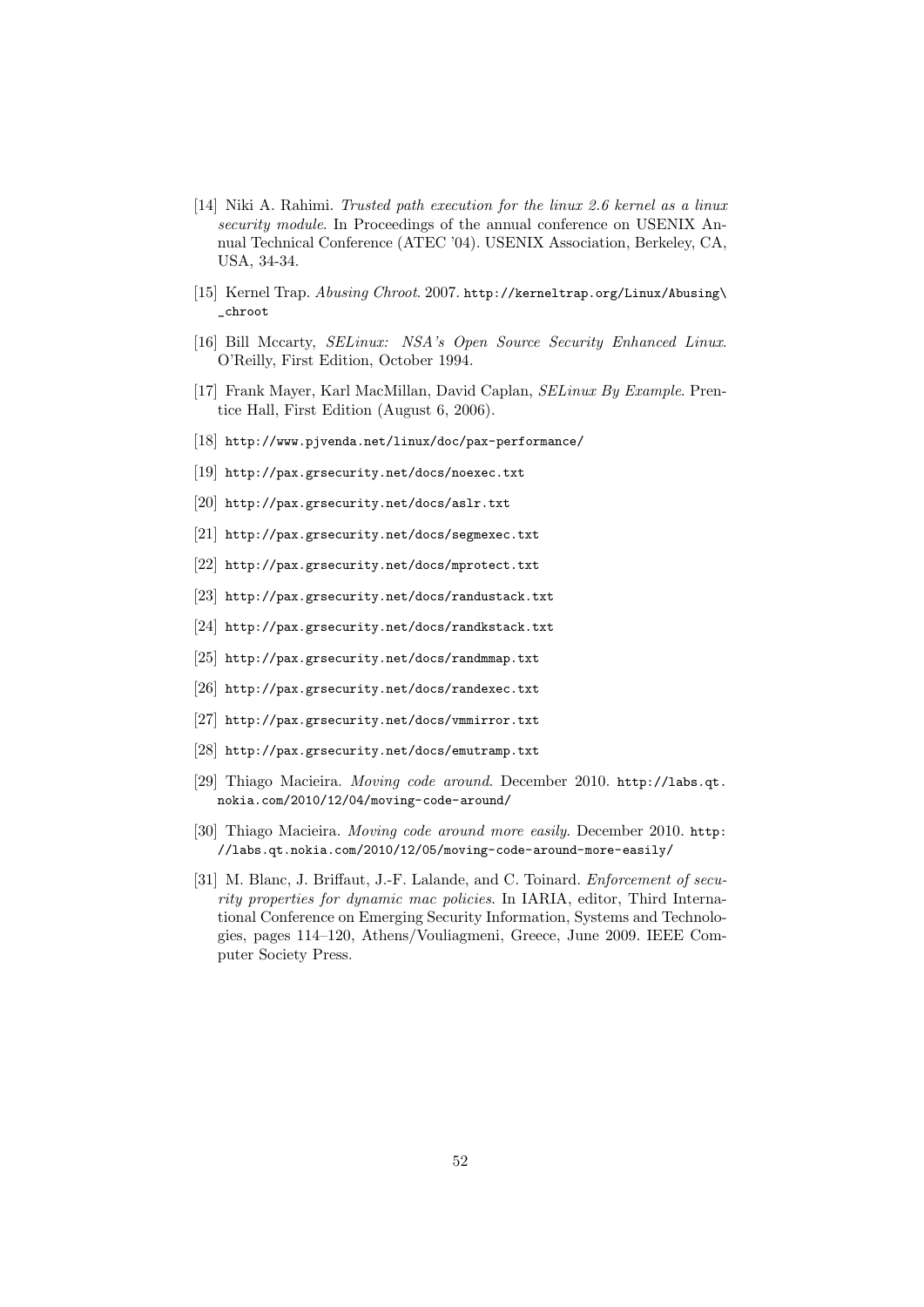[14] Niki A. Rahimi. *Trusted path execution for the linux 2.6 kernel as a linux security module*. In Proceedings of the annual conference on USENIX Annual Technical Conference (ATEC '04). USENIX Association, Berkeley, CA, USA, 34-34.

[15] Kernel Trap. *Abusing Chroot*. 2007. `http://kerneltrap.org/Linux/Abusing\_chroot`

[16] Bill Mccarty, *SELinux: NSA's Open Source Security Enhanced Linux*. O'Reilly, First Edition, October 1994.

[17] Frank Mayer, Karl MacMillan, David Caplan, *SELinux By Example*. Prentice Hall, First Edition (August 6, 2006).

[18] `http://www.pjvenda.net/linux/doc/pax-performance/`

[19] `http://pax.grsecurity.net/docs/noexec.txt`

[20] `http://pax.grsecurity.net/docs/aslr.txt`

[21] `http://pax.grsecurity.net/docs/segmexec.txt`

[22] `http://pax.grsecurity.net/docs/mprotect.txt`

[23] `http://pax.grsecurity.net/docs/randustack.txt`

[24] `http://pax.grsecurity.net/docs/randkstack.txt`

[25] `http://pax.grsecurity.net/docs/randmmap.txt`

[26] `http://pax.grsecurity.net/docs/randexec.txt`

[27] `http://pax.grsecurity.net/docs/vmmirror.txt`

[28] `http://pax.grsecurity.net/docs/emutramp.txt`

[29] Thiago Macieira. *Moving code around*. December 2010. `http://labs.qt.nokia.com/2010/12/04/moving-code-around/`

[30] Thiago Macieira. *Moving code around more easily*. December 2010. `http://labs.qt.nokia.com/2010/12/05/moving-code-around-more-easily/`

[31] M. Blanc, J. Briffaut, J.-F. Lalande, and C. Toinard. *Enforcement of security properties for dynamic mac policies*. In IARIA, editor, Third International Conference on Emerging Security Information, Systems and Technologies, pages 114–120, Athens/Vouliagmeni, Greece, June 2009. IEEE Computer Society Press.